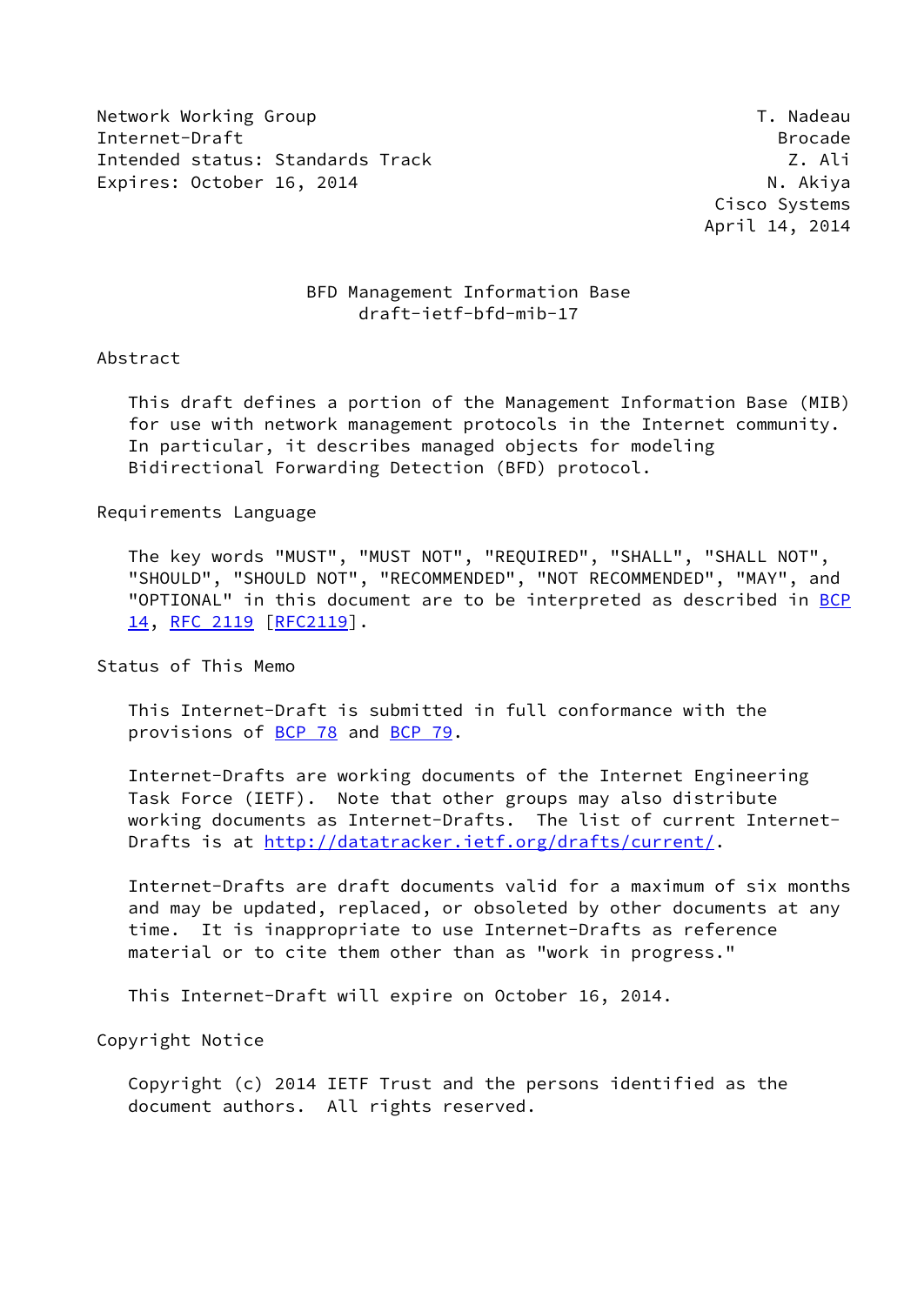Network Working Group T. Nadeau
Internet-Draft Brocade
Intended status: Standards Track Z. Ali
Expires: October 16, 2014 N. Akiya
Cisco Systems
April 14, 2014

# BFD Management Information Base
draft-ietf-bfd-mib-17

## Abstract

This draft defines a portion of the Management Information Base (MIB) for use with network management protocols in the Internet community. In particular, it describes managed objects for modeling Bidirectional Forwarding Detection (BFD) protocol.

## Requirements Language

The key words "MUST", "MUST NOT", "REQUIRED", "SHALL", "SHALL NOT", "SHOULD", "SHOULD NOT", "RECOMMENDED", "NOT RECOMMENDED", "MAY", and "OPTIONAL" in this document are to be interpreted as described in BCP 14, RFC 2119 [RFC2119].

## Status of This Memo

This Internet-Draft is submitted in full conformance with the provisions of BCP 78 and BCP 79.

Internet-Drafts are working documents of the Internet Engineering Task Force (IETF). Note that other groups may also distribute working documents as Internet-Drafts. The list of current Internet-Drafts is at http://datatracker.ietf.org/drafts/current/.

Internet-Drafts are draft documents valid for a maximum of six months and may be updated, replaced, or obsoleted by other documents at any time. It is inappropriate to use Internet-Drafts as reference material or to cite them other than as "work in progress."

This Internet-Draft will expire on October 16, 2014.

## Copyright Notice

Copyright (c) 2014 IETF Trust and the persons identified as the document authors. All rights reserved.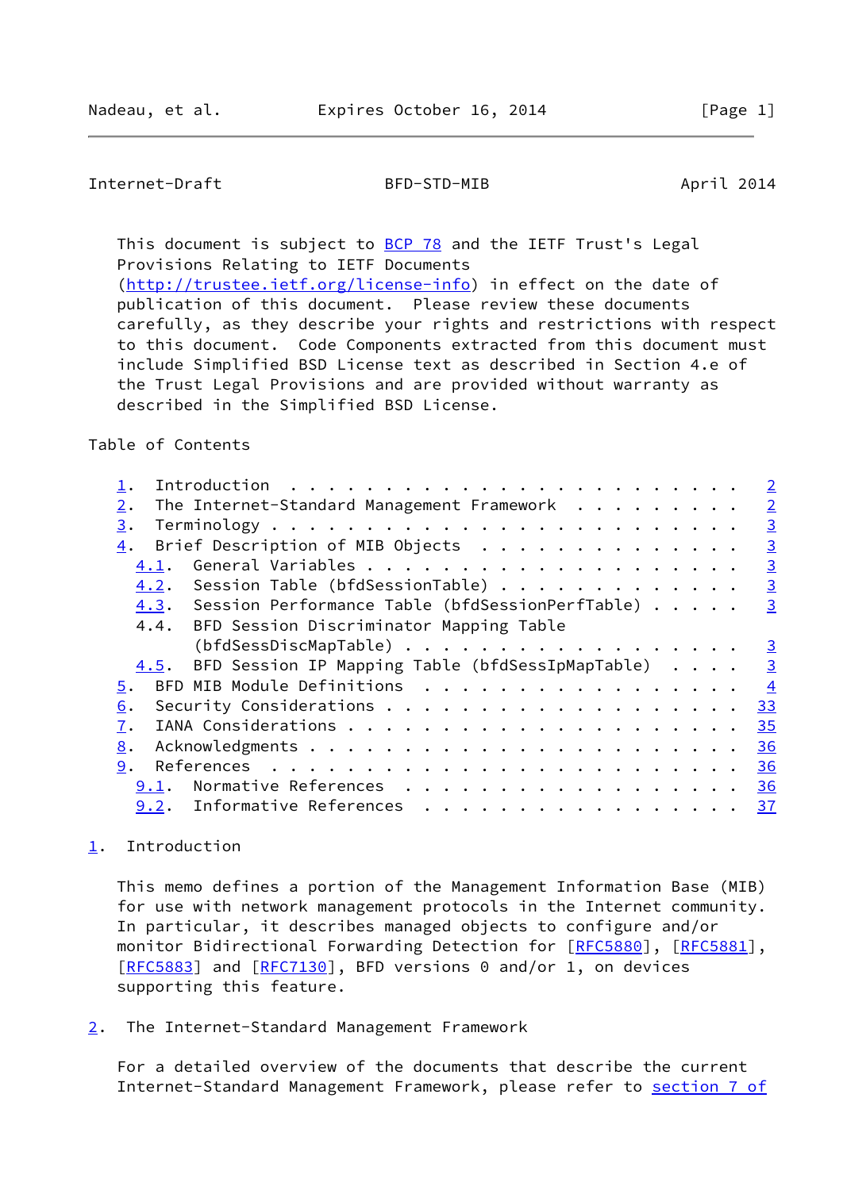This document is subject to BCP 78 and the IETF Trust's Legal Provisions Relating to IETF Documents (http://trustee.ietf.org/license-info) in effect on the date of publication of this document. Please review these documents carefully, as they describe your rights and restrictions with respect to this document. Code Components extracted from this document must include Simplified BSD License text as described in Section 4.e of the Trust Legal Provisions and are provided without warranty as described in the Simplified BSD License.

Table of Contents

```
   1.  Introduction . . . . . . . . . . . . . . . . . . . . . . . .   2
   2.  The Internet-Standard Management Framework . . . . . . . . .   2
   3.  Terminology . . . . . . . . . . . . . . . . . . . . . . . . .   3
   4.  Brief Description of MIB Objects . . . . . . . . . . . . . .   3
     4.1.  General Variables . . . . . . . . . . . . . . . . . . . .   3
     4.2.  Session Table (bfdSessionTable) . . . . . . . . . . . . .   3
     4.3.  Session Performance Table (bfdSessionPerfTable) . . . . .   3
     4.4.  BFD Session Discriminator Mapping Table
           (bfdSessDiscMapTable) . . . . . . . . . . . . . . . . . .   3
     4.5.  BFD Session IP Mapping Table (bfdSessIpMapTable) . . . .   3
   5.  BFD MIB Module Definitions . . . . . . . . . . . . . . . . .   4
   6.  Security Considerations . . . . . . . . . . . . . . . . . . .  33
   7.  IANA Considerations . . . . . . . . . . . . . . . . . . . . .  35
   8.  Acknowledgments . . . . . . . . . . . . . . . . . . . . . . .  36
   9.  References . . . . . . . . . . . . . . . . . . . . . . . . .  36
     9.1.  Normative References . . . . . . . . . . . . . . . . . .  36
     9.2.  Informative References . . . . . . . . . . . . . . . . .  37
```

## 1. Introduction

This memo defines a portion of the Management Information Base (MIB) for use with network management protocols in the Internet community. In particular, it describes managed objects to configure and/or monitor Bidirectional Forwarding Detection for [RFC5880], [RFC5881], [RFC5883] and [RFC7130], BFD versions 0 and/or 1, on devices supporting this feature.

## 2. The Internet-Standard Management Framework

For a detailed overview of the documents that describe the current Internet-Standard Management Framework, please refer to section 7 of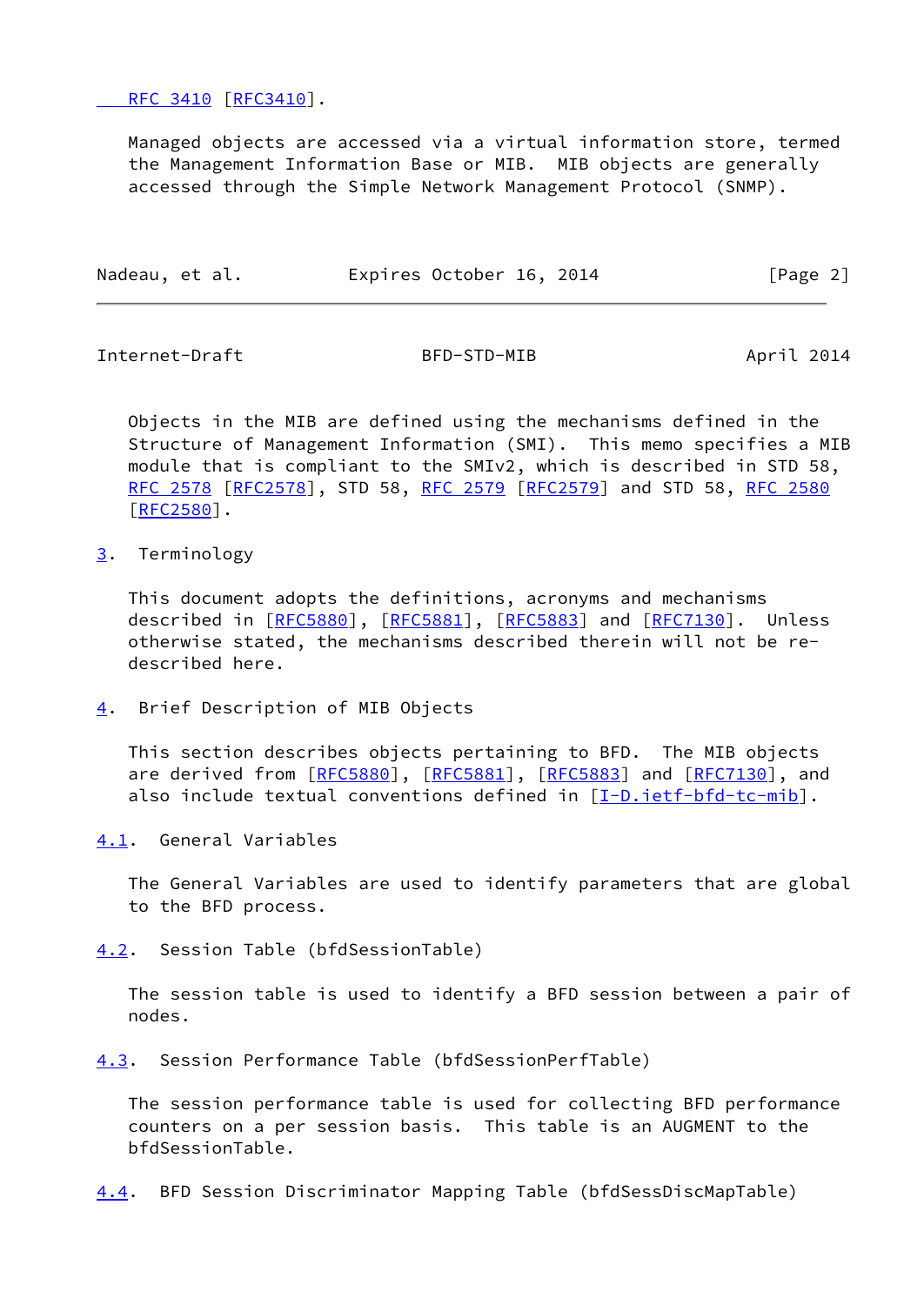RFC 3410 [RFC3410].

Managed objects are accessed via a virtual information store, termed the Management Information Base or MIB. MIB objects are generally accessed through the Simple Network Management Protocol (SNMP).

Objects in the MIB are defined using the mechanisms defined in the Structure of Management Information (SMI). This memo specifies a MIB module that is compliant to the SMIv2, which is described in STD 58, RFC 2578 [RFC2578], STD 58, RFC 2579 [RFC2579] and STD 58, RFC 2580 [RFC2580].

## 3. Terminology

This document adopts the definitions, acronyms and mechanisms described in [RFC5880], [RFC5881], [RFC5883] and [RFC7130]. Unless otherwise stated, the mechanisms described therein will not be re-described here.

## 4. Brief Description of MIB Objects

This section describes objects pertaining to BFD. The MIB objects are derived from [RFC5880], [RFC5881], [RFC5883] and [RFC7130], and also include textual conventions defined in [I-D.ietf-bfd-tc-mib].

### 4.1. General Variables

The General Variables are used to identify parameters that are global to the BFD process.

### 4.2. Session Table (bfdSessionTable)

The session table is used to identify a BFD session between a pair of nodes.

### 4.3. Session Performance Table (bfdSessionPerfTable)

The session performance table is used for collecting BFD performance counters on a per session basis. This table is an AUGMENT to the bfdSessionTable.

### 4.4. BFD Session Discriminator Mapping Table (bfdSessDiscMapTable)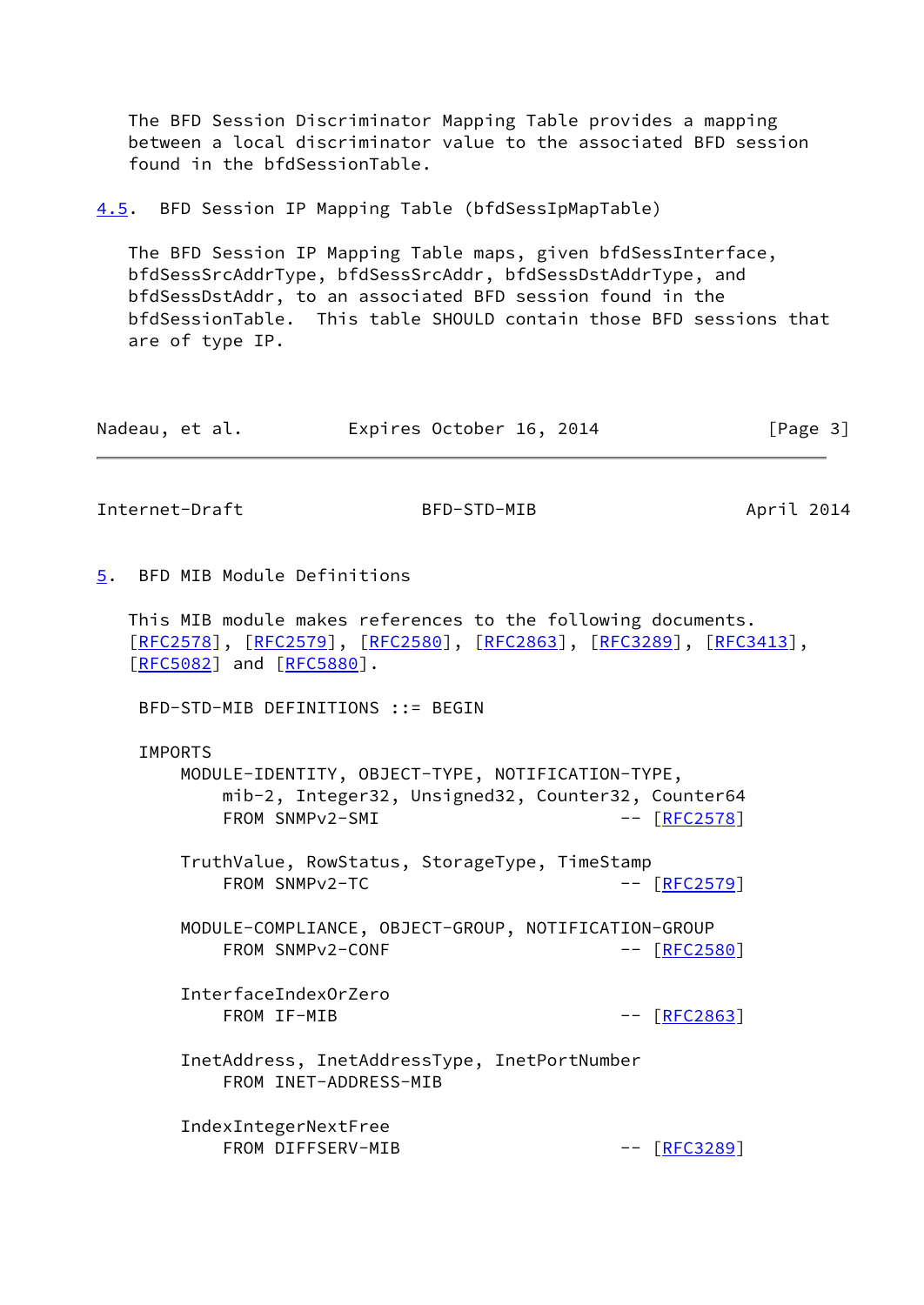The BFD Session Discriminator Mapping Table provides a mapping between a local discriminator value to the associated BFD session found in the bfdSessionTable.

### 4.5. BFD Session IP Mapping Table (bfdSessIpMapTable)

The BFD Session IP Mapping Table maps, given bfdSessInterface, bfdSessSrcAddrType, bfdSessSrcAddr, bfdSessDstAddrType, and bfdSessDstAddr, to an associated BFD session found in the bfdSessionTable. This table SHOULD contain those BFD sessions that are of type IP.

## 5. BFD MIB Module Definitions

This MIB module makes references to the following documents. [RFC2578], [RFC2579], [RFC2580], [RFC2863], [RFC3289], [RFC3413], [RFC5082] and [RFC5880].

```
 BFD-STD-MIB DEFINITIONS ::= BEGIN

 IMPORTS
     MODULE-IDENTITY, OBJECT-TYPE, NOTIFICATION-TYPE,
         mib-2, Integer32, Unsigned32, Counter32, Counter64
         FROM SNMPv2-SMI                             -- [RFC2578]

     TruthValue, RowStatus, StorageType, TimeStamp
         FROM SNMPv2-TC                              -- [RFC2579]

     MODULE-COMPLIANCE, OBJECT-GROUP, NOTIFICATION-GROUP
         FROM SNMPv2-CONF                            -- [RFC2580]

     InterfaceIndexOrZero
         FROM IF-MIB                                 -- [RFC2863]

     InetAddress, InetAddressType, InetPortNumber
         FROM INET-ADDRESS-MIB

     IndexIntegerNextFree
         FROM DIFFSERV-MIB                           -- [RFC3289]
```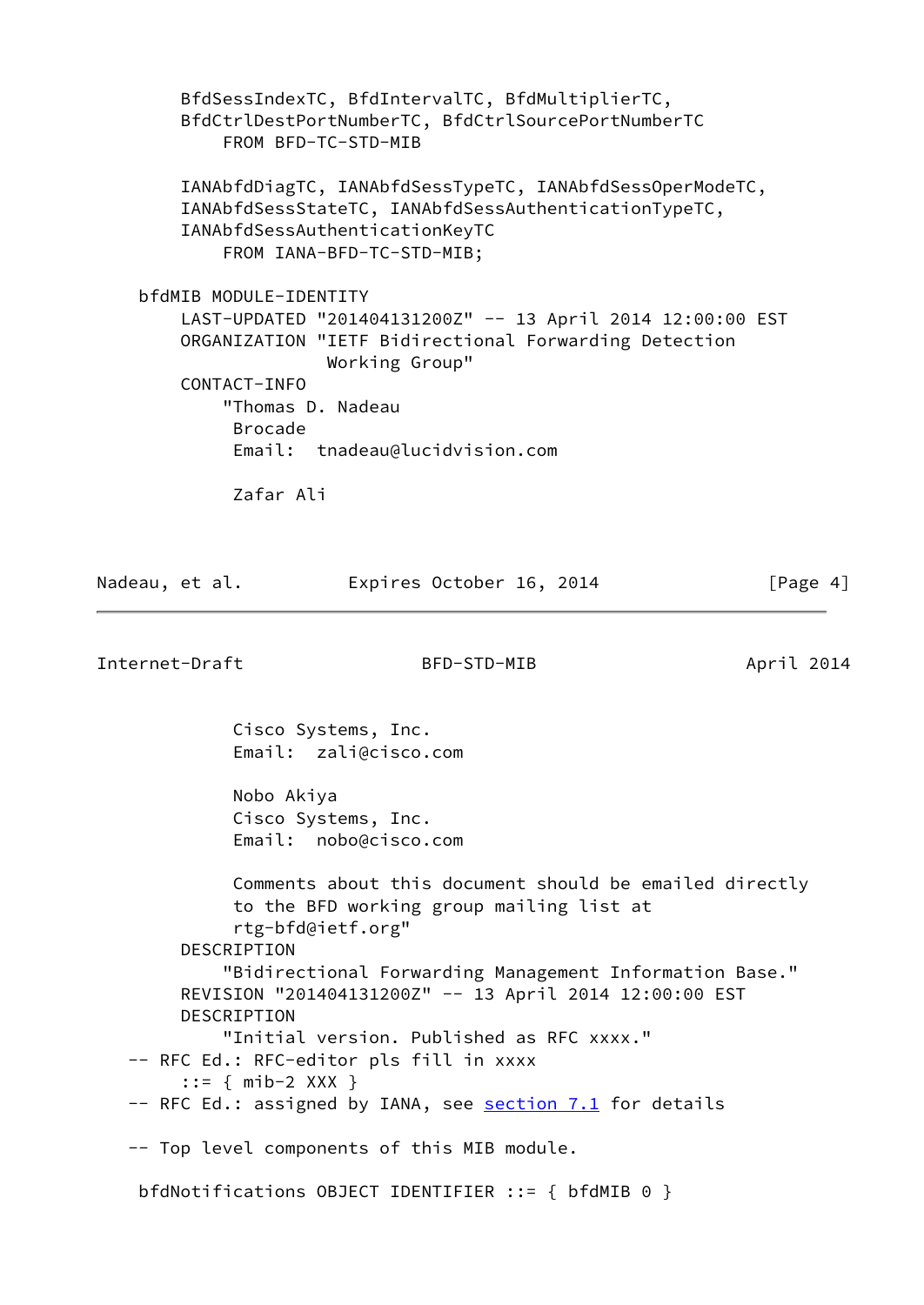```
        BfdSessIndexTC, BfdIntervalTC, BfdMultiplierTC,
        BfdCtrlDestPortNumberTC, BfdCtrlSourcePortNumberTC
            FROM BFD-TC-STD-MIB

        IANAbfdDiagTC, IANAbfdSessTypeTC, IANAbfdSessOperModeTC,
        IANAbfdSessStateTC, IANAbfdSessAuthenticationTypeTC,
        IANAbfdSessAuthenticationKeyTC
            FROM IANA-BFD-TC-STD-MIB;

    bfdMIB MODULE-IDENTITY
        LAST-UPDATED "201404131200Z" -- 13 April 2014 12:00:00 EST
        ORGANIZATION "IETF Bidirectional Forwarding Detection
                      Working Group"
        CONTACT-INFO
            "Thomas D. Nadeau
             Brocade
             Email:  tnadeau@lucidvision.com

             Zafar Ali
             Cisco Systems, Inc.
             Email:  zali@cisco.com

             Nobo Akiya
             Cisco Systems, Inc.
             Email:  nobo@cisco.com

             Comments about this document should be emailed directly
             to the BFD working group mailing list at
             rtg-bfd@ietf.org"
        DESCRIPTION
            "Bidirectional Forwarding Management Information Base."
        REVISION "201404131200Z" -- 13 April 2014 12:00:00 EST
        DESCRIPTION
            "Initial version. Published as RFC xxxx."
   -- RFC Ed.: RFC-editor pls fill in xxxx
        ::= { mib-2 XXX }
   -- RFC Ed.: assigned by IANA, see section 7.1 for details

   -- Top level components of this MIB module.

    bfdNotifications OBJECT IDENTIFIER ::= { bfdMIB 0 }
```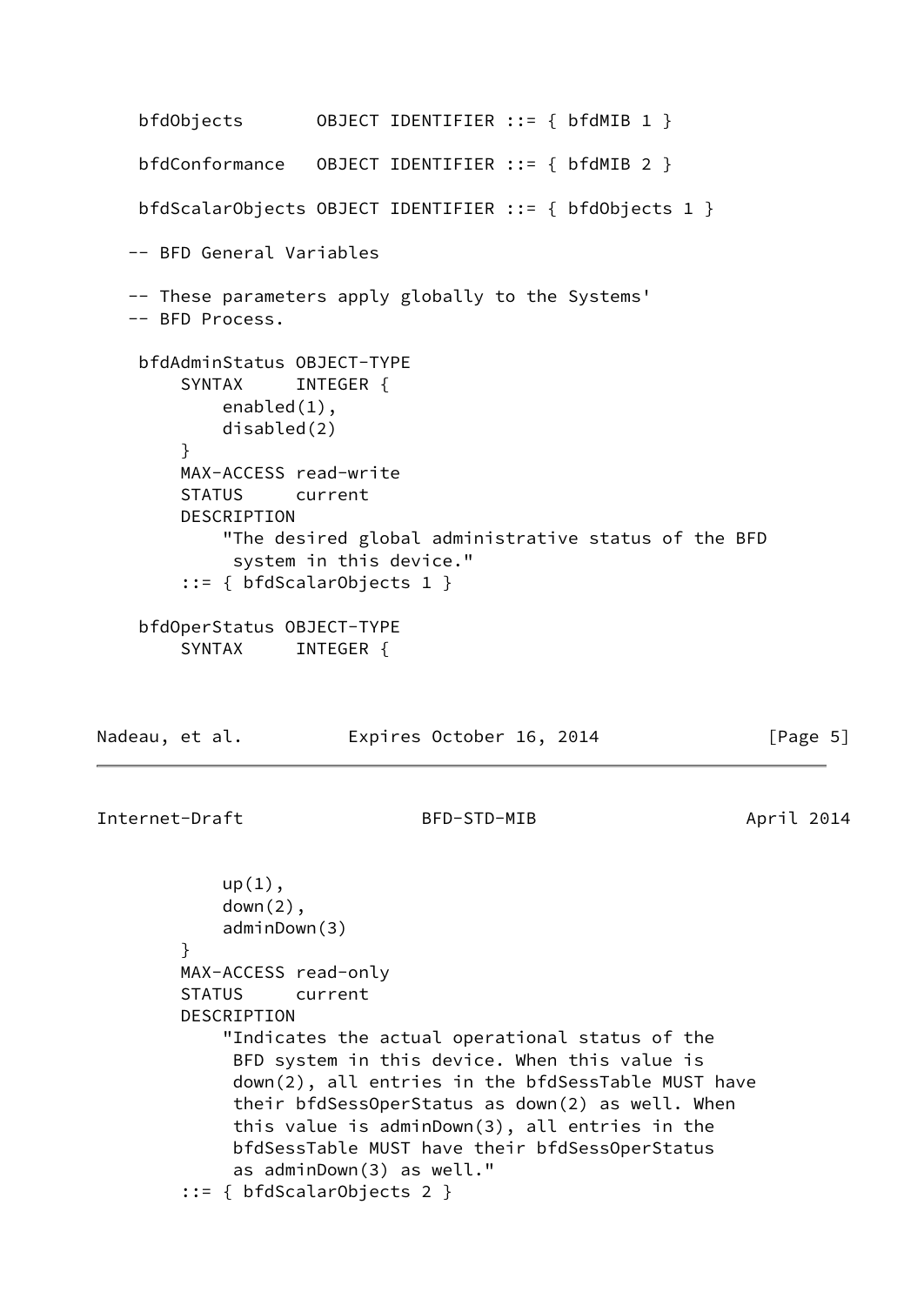```
    bfdObjects       OBJECT IDENTIFIER ::= { bfdMIB 1 }

    bfdConformance   OBJECT IDENTIFIER ::= { bfdMIB 2 }

    bfdScalarObjects OBJECT IDENTIFIER ::= { bfdObjects 1 }

   -- BFD General Variables

   -- These parameters apply globally to the Systems'
   -- BFD Process.

    bfdAdminStatus OBJECT-TYPE
        SYNTAX     INTEGER {
            enabled(1),
            disabled(2)
        }
        MAX-ACCESS read-write
        STATUS     current
        DESCRIPTION
            "The desired global administrative status of the BFD
             system in this device."
        ::= { bfdScalarObjects 1 }

    bfdOperStatus OBJECT-TYPE
        SYNTAX     INTEGER {
            up(1),
            down(2),
            adminDown(3)
        }
        MAX-ACCESS read-only
        STATUS     current
        DESCRIPTION
            "Indicates the actual operational status of the
             BFD system in this device. When this value is
             down(2), all entries in the bfdSessTable MUST have
             their bfdSessOperStatus as down(2) as well. When
             this value is adminDown(3), all entries in the
             bfdSessTable MUST have their bfdSessOperStatus
             as adminDown(3) as well."
        ::= { bfdScalarObjects 2 }
```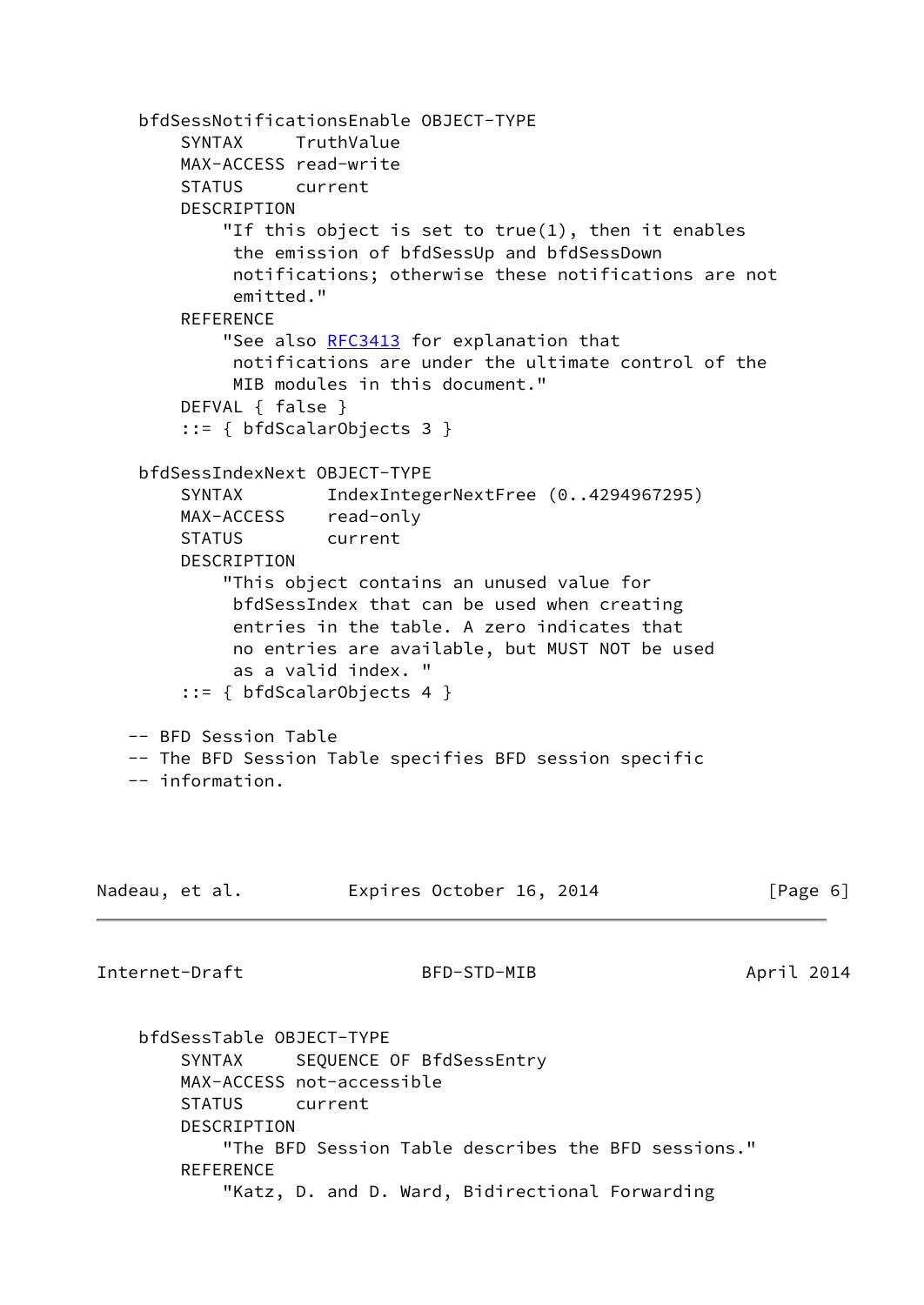```
    bfdSessNotificationsEnable OBJECT-TYPE
        SYNTAX     TruthValue
        MAX-ACCESS read-write
        STATUS     current
        DESCRIPTION
            "If this object is set to true(1), then it enables
             the emission of bfdSessUp and bfdSessDown
             notifications; otherwise these notifications are not
             emitted."
        REFERENCE
            "See also RFC3413 for explanation that
             notifications are under the ultimate control of the
             MIB modules in this document."
        DEFVAL { false }
        ::= { bfdScalarObjects 3 }

    bfdSessIndexNext OBJECT-TYPE
        SYNTAX        IndexIntegerNextFree (0..4294967295)
        MAX-ACCESS    read-only
        STATUS        current
        DESCRIPTION
            "This object contains an unused value for
             bfdSessIndex that can be used when creating
             entries in the table. A zero indicates that
             no entries are available, but MUST NOT be used
             as a valid index. "
        ::= { bfdScalarObjects 4 }

   -- BFD Session Table
   -- The BFD Session Table specifies BFD session specific
   -- information.

    bfdSessTable OBJECT-TYPE
        SYNTAX     SEQUENCE OF BfdSessEntry
        MAX-ACCESS not-accessible
        STATUS     current
        DESCRIPTION
            "The BFD Session Table describes the BFD sessions."
        REFERENCE
            "Katz, D. and D. Ward, Bidirectional Forwarding
```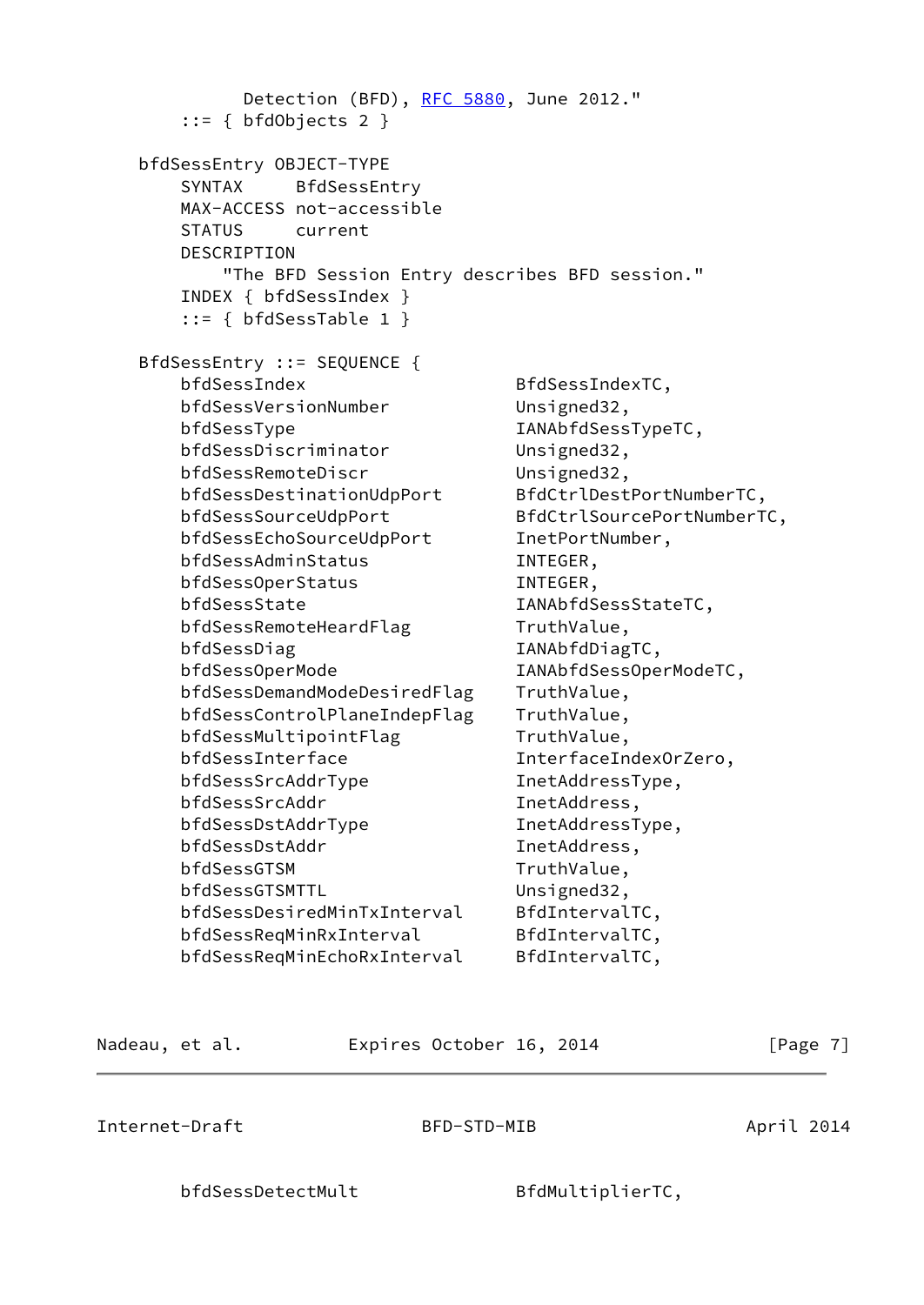```
           Detection (BFD), RFC 5880, June 2012."
       ::= { bfdObjects 2 }

   bfdSessEntry OBJECT-TYPE
       SYNTAX      BfdSessEntry
       MAX-ACCESS not-accessible
       STATUS      current
       DESCRIPTION
           "The BFD Session Entry describes BFD session."
       INDEX { bfdSessIndex }
       ::= { bfdSessTable 1 }

   BfdSessEntry ::= SEQUENCE {
       bfdSessIndex                   BfdSessIndexTC,
       bfdSessVersionNumber           Unsigned32,
       bfdSessType                    IANAbfdSessTypeTC,
       bfdSessDiscriminator           Unsigned32,
       bfdSessRemoteDiscr             Unsigned32,
       bfdSessDestinationUdpPort      BfdCtrlDestPortNumberTC,
       bfdSessSourceUdpPort           BfdCtrlSourcePortNumberTC,
       bfdSessEchoSourceUdpPort       InetPortNumber,
       bfdSessAdminStatus             INTEGER,
       bfdSessOperStatus              INTEGER,
       bfdSessState                   IANAbfdSessStateTC,
       bfdSessRemoteHeardFlag         TruthValue,
       bfdSessDiag                    IANAbfdDiagTC,
       bfdSessOperMode                IANAbfdSessOperModeTC,
       bfdSessDemandModeDesiredFlag   TruthValue,
       bfdSessControlPlaneIndepFlag   TruthValue,
       bfdSessMultipointFlag          TruthValue,
       bfdSessInterface               InterfaceIndexOrZero,
       bfdSessSrcAddrType             InetAddressType,
       bfdSessSrcAddr                 InetAddress,
       bfdSessDstAddrType             InetAddressType,
       bfdSessDstAddr                 InetAddress,
       bfdSessGTSM                    TruthValue,
       bfdSessGTSMTTL                 Unsigned32,
       bfdSessDesiredMinTxInterval    BfdIntervalTC,
       bfdSessReqMinRxInterval        BfdIntervalTC,
       bfdSessReqMinEchoRxInterval    BfdIntervalTC,
       bfdSessDetectMult              BfdMultiplierTC,
```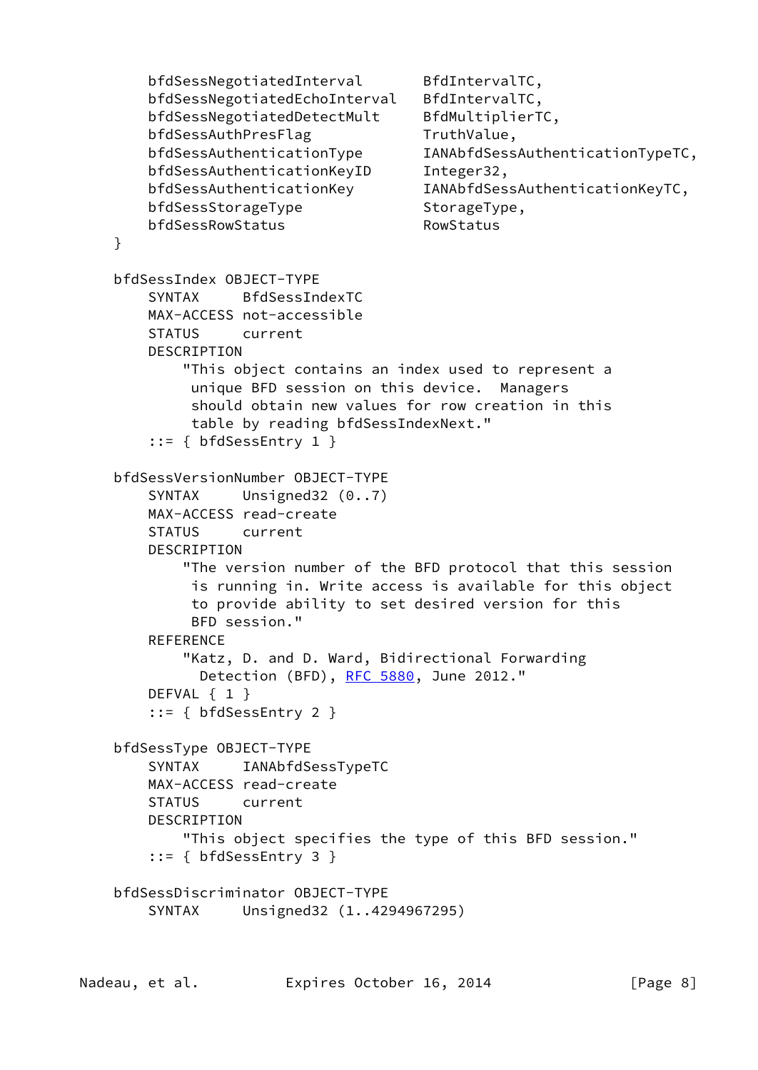```
        bfdSessNegotiatedInterval       BfdIntervalTC,
        bfdSessNegotiatedEchoInterval   BfdIntervalTC,
        bfdSessNegotiatedDetectMult     BfdMultiplierTC,
        bfdSessAuthPresFlag             TruthValue,
        bfdSessAuthenticationType       IANAbfdSessAuthenticationTypeTC,
        bfdSessAuthenticationKeyID      Integer32,
        bfdSessAuthenticationKey        IANAbfdSessAuthenticationKeyTC,
        bfdSessStorageType              StorageType,
        bfdSessRowStatus                RowStatus
    }

    bfdSessIndex OBJECT-TYPE
        SYNTAX     BfdSessIndexTC
        MAX-ACCESS not-accessible
        STATUS     current
        DESCRIPTION
            "This object contains an index used to represent a
             unique BFD session on this device.  Managers
             should obtain new values for row creation in this
             table by reading bfdSessIndexNext."
        ::= { bfdSessEntry 1 }

    bfdSessVersionNumber OBJECT-TYPE
        SYNTAX     Unsigned32 (0..7)
        MAX-ACCESS read-create
        STATUS     current
        DESCRIPTION
            "The version number of the BFD protocol that this session
             is running in. Write access is available for this object
             to provide ability to set desired version for this
             BFD session."
        REFERENCE
            "Katz, D. and D. Ward, Bidirectional Forwarding
              Detection (BFD), RFC 5880, June 2012."
        DEFVAL { 1 }
        ::= { bfdSessEntry 2 }

    bfdSessType OBJECT-TYPE
        SYNTAX     IANAbfdSessTypeTC
        MAX-ACCESS read-create
        STATUS     current
        DESCRIPTION
            "This object specifies the type of this BFD session."
        ::= { bfdSessEntry 3 }

    bfdSessDiscriminator OBJECT-TYPE
        SYNTAX     Unsigned32 (1..4294967295)
```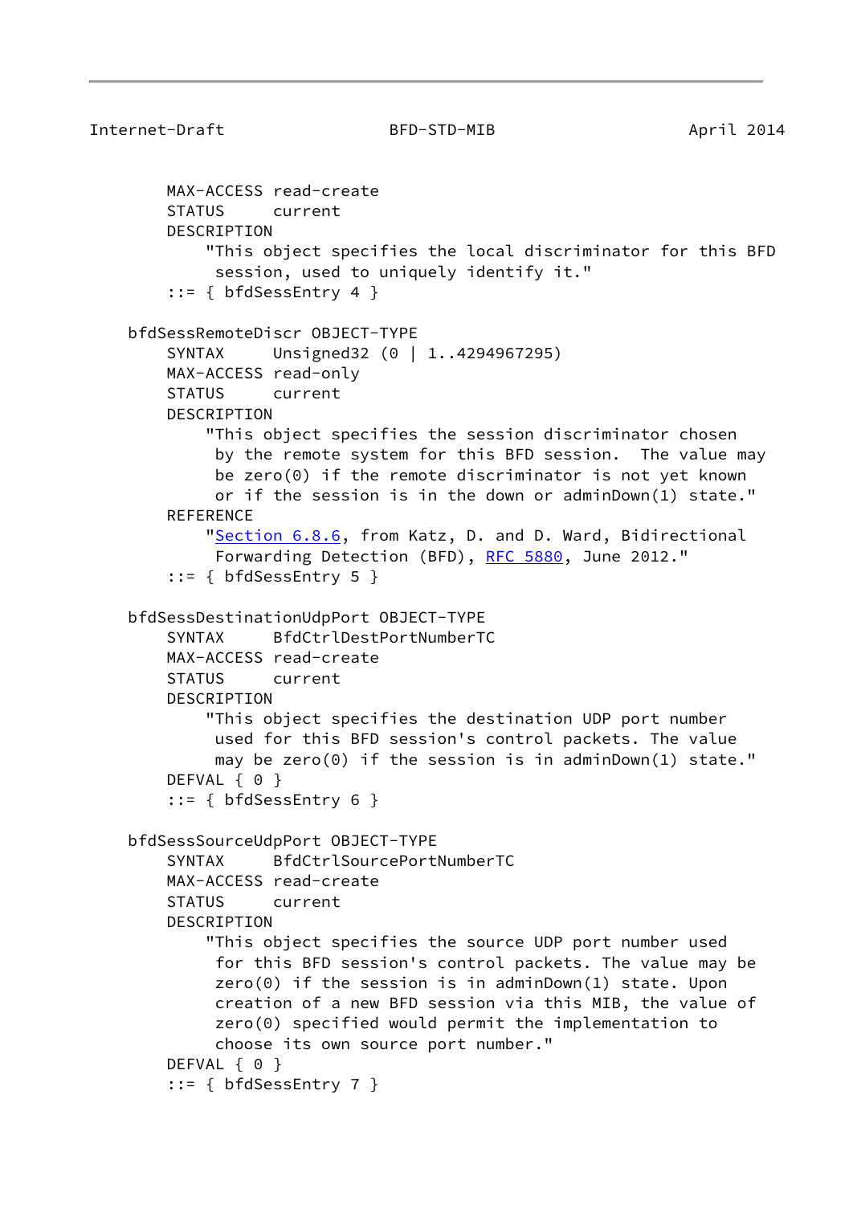```
        MAX-ACCESS read-create
        STATUS     current
        DESCRIPTION
            "This object specifies the local discriminator for this BFD
             session, used to uniquely identify it."
        ::= { bfdSessEntry 4 }

    bfdSessRemoteDiscr OBJECT-TYPE
        SYNTAX     Unsigned32 (0 | 1..4294967295)
        MAX-ACCESS read-only
        STATUS     current
        DESCRIPTION
            "This object specifies the session discriminator chosen
             by the remote system for this BFD session.  The value may
             be zero(0) if the remote discriminator is not yet known
             or if the session is in the down or adminDown(1) state."
        REFERENCE
            "Section 6.8.6, from Katz, D. and D. Ward, Bidirectional
             Forwarding Detection (BFD), RFC 5880, June 2012."
        ::= { bfdSessEntry 5 }

    bfdSessDestinationUdpPort OBJECT-TYPE
        SYNTAX     BfdCtrlDestPortNumberTC
        MAX-ACCESS read-create
        STATUS     current
        DESCRIPTION
            "This object specifies the destination UDP port number
             used for this BFD session's control packets. The value
             may be zero(0) if the session is in adminDown(1) state."
        DEFVAL { 0 }
        ::= { bfdSessEntry 6 }

    bfdSessSourceUdpPort OBJECT-TYPE
        SYNTAX     BfdCtrlSourcePortNumberTC
        MAX-ACCESS read-create
        STATUS     current
        DESCRIPTION
            "This object specifies the source UDP port number used
             for this BFD session's control packets. The value may be
             zero(0) if the session is in adminDown(1) state. Upon
             creation of a new BFD session via this MIB, the value of
             zero(0) specified would permit the implementation to
             choose its own source port number."
        DEFVAL { 0 }
        ::= { bfdSessEntry 7 }
```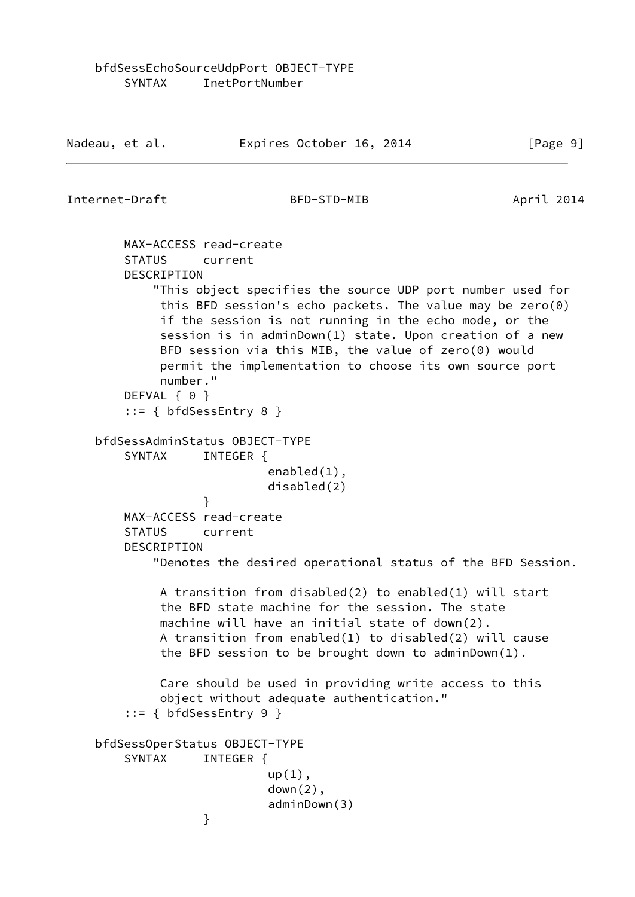```
    bfdSessEchoSourceUdpPort OBJECT-TYPE
        SYNTAX     InetPortNumber
```

```
        MAX-ACCESS read-create
        STATUS     current
        DESCRIPTION
            "This object specifies the source UDP port number used for
             this BFD session's echo packets. The value may be zero(0)
             if the session is not running in the echo mode, or the
             session is in adminDown(1) state. Upon creation of a new
             BFD session via this MIB, the value of zero(0) would
             permit the implementation to choose its own source port
             number."
        DEFVAL { 0 }
        ::= { bfdSessEntry 8 }

    bfdSessAdminStatus OBJECT-TYPE
        SYNTAX     INTEGER {
                            enabled(1),
                            disabled(2)
                   }
        MAX-ACCESS read-create
        STATUS     current
        DESCRIPTION
            "Denotes the desired operational status of the BFD Session.

             A transition from disabled(2) to enabled(1) will start
             the BFD state machine for the session. The state
             machine will have an initial state of down(2).
             A transition from enabled(1) to disabled(2) will cause
             the BFD session to be brought down to adminDown(1).

             Care should be used in providing write access to this
             object without adequate authentication."
        ::= { bfdSessEntry 9 }

    bfdSessOperStatus OBJECT-TYPE
        SYNTAX     INTEGER {
                            up(1),
                            down(2),
                            adminDown(3)
                   }
```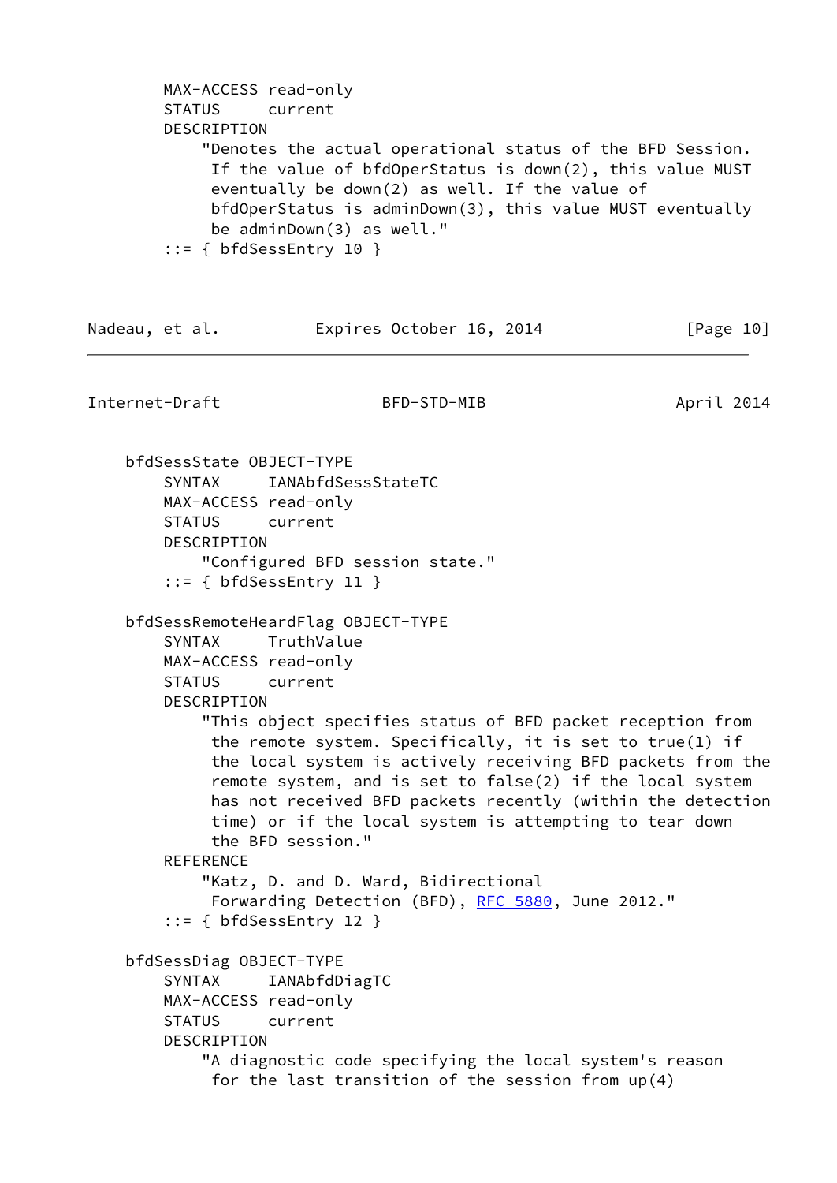```
        MAX-ACCESS read-only
        STATUS     current
        DESCRIPTION
            "Denotes the actual operational status of the BFD Session.
             If the value of bfdOperStatus is down(2), this value MUST
             eventually be down(2) as well. If the value of
             bfdOperStatus is adminDown(3), this value MUST eventually
             be adminDown(3) as well."
        ::= { bfdSessEntry 10 }
```

```
    bfdSessState OBJECT-TYPE
        SYNTAX     IANAbfdSessStateTC
        MAX-ACCESS read-only
        STATUS     current
        DESCRIPTION
            "Configured BFD session state."
        ::= { bfdSessEntry 11 }

    bfdSessRemoteHeardFlag OBJECT-TYPE
        SYNTAX     TruthValue
        MAX-ACCESS read-only
        STATUS     current
        DESCRIPTION
            "This object specifies status of BFD packet reception from
             the remote system. Specifically, it is set to true(1) if
             the local system is actively receiving BFD packets from the
             remote system, and is set to false(2) if the local system
             has not received BFD packets recently (within the detection
             time) or if the local system is attempting to tear down
             the BFD session."
        REFERENCE
            "Katz, D. and D. Ward, Bidirectional
             Forwarding Detection (BFD), RFC 5880, June 2012."
        ::= { bfdSessEntry 12 }

    bfdSessDiag OBJECT-TYPE
        SYNTAX     IANAbfdDiagTC
        MAX-ACCESS read-only
        STATUS     current
        DESCRIPTION
            "A diagnostic code specifying the local system's reason
             for the last transition of the session from up(4)
```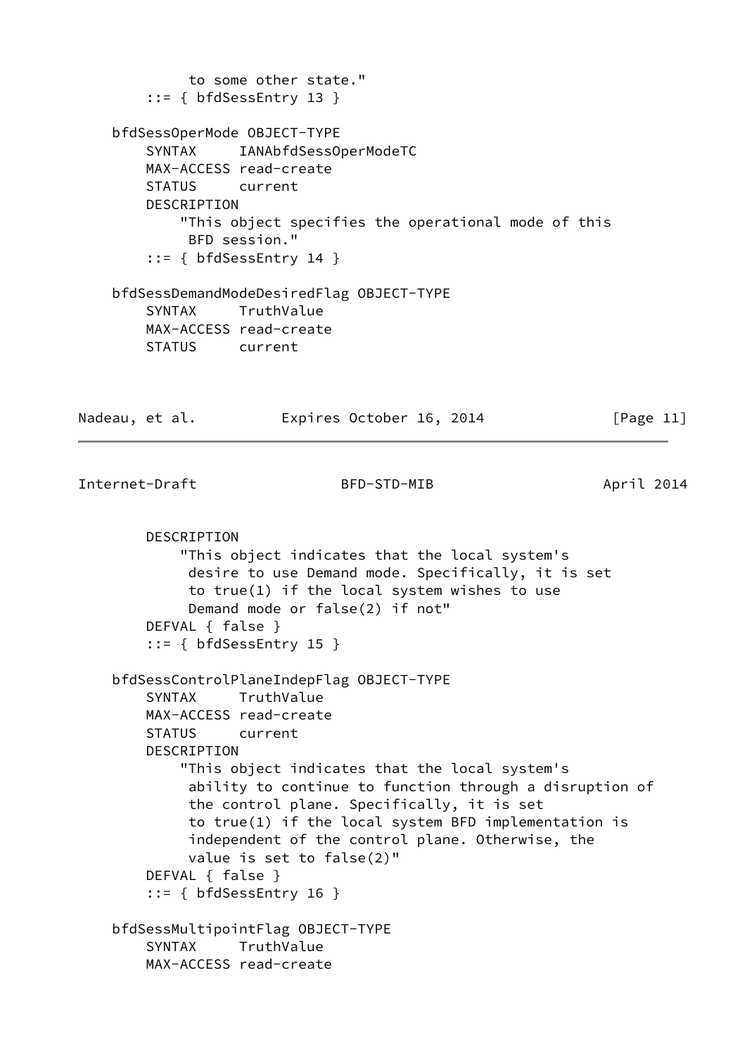```
             to some other state."
        ::= { bfdSessEntry 13 }

    bfdSessOperMode OBJECT-TYPE
        SYNTAX     IANAbfdSessOperModeTC
        MAX-ACCESS read-create
        STATUS     current
        DESCRIPTION
            "This object specifies the operational mode of this
             BFD session."
        ::= { bfdSessEntry 14 }

    bfdSessDemandModeDesiredFlag OBJECT-TYPE
        SYNTAX     TruthValue
        MAX-ACCESS read-create
        STATUS     current
        DESCRIPTION
            "This object indicates that the local system's
             desire to use Demand mode. Specifically, it is set
             to true(1) if the local system wishes to use
             Demand mode or false(2) if not"
        DEFVAL { false }
        ::= { bfdSessEntry 15 }

    bfdSessControlPlaneIndepFlag OBJECT-TYPE
        SYNTAX     TruthValue
        MAX-ACCESS read-create
        STATUS     current
        DESCRIPTION
            "This object indicates that the local system's
             ability to continue to function through a disruption of
             the control plane. Specifically, it is set
             to true(1) if the local system BFD implementation is
             independent of the control plane. Otherwise, the
             value is set to false(2)"
        DEFVAL { false }
        ::= { bfdSessEntry 16 }

    bfdSessMultipointFlag OBJECT-TYPE
        SYNTAX     TruthValue
        MAX-ACCESS read-create
```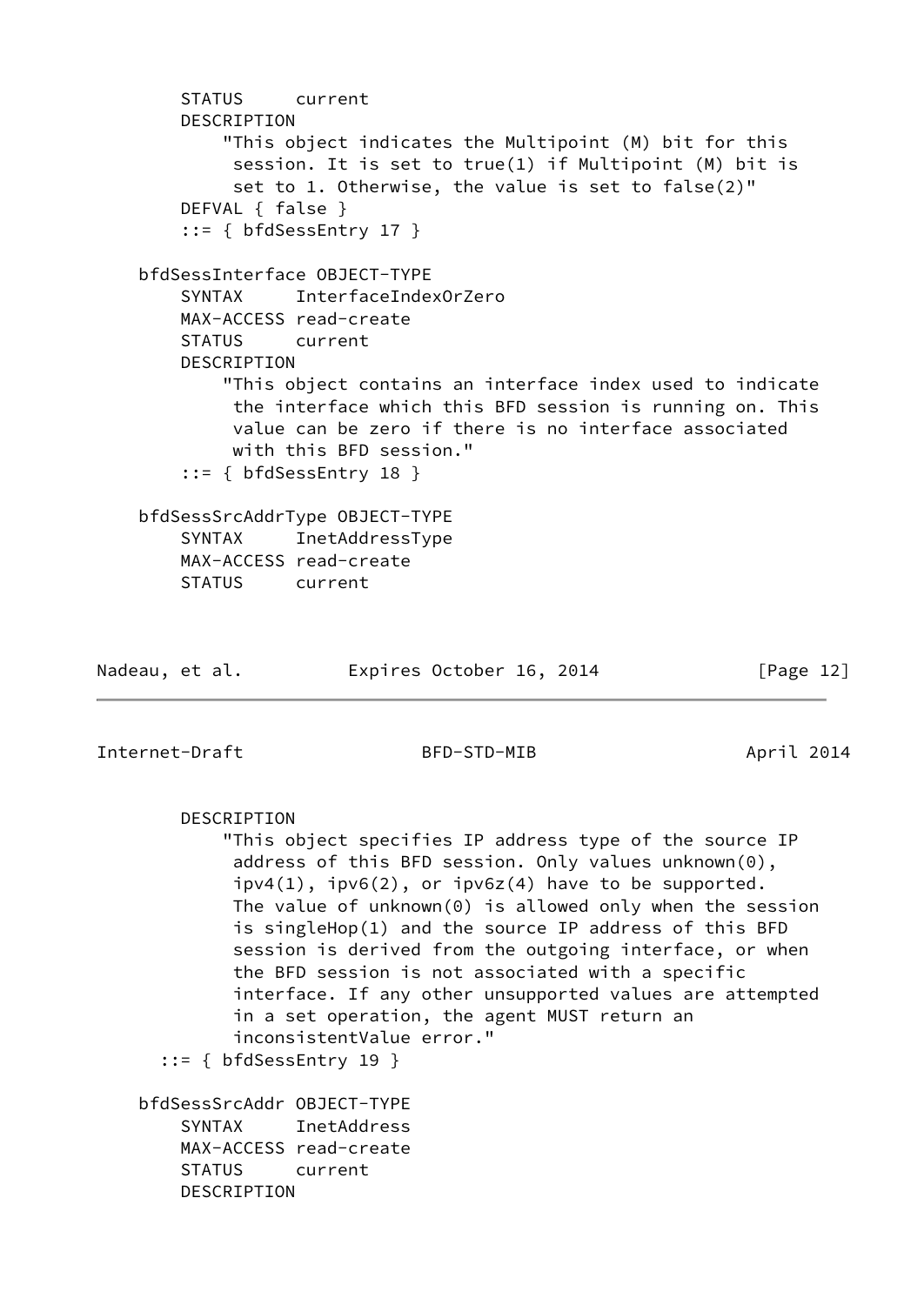```
        STATUS     current
        DESCRIPTION
            "This object indicates the Multipoint (M) bit for this
             session. It is set to true(1) if Multipoint (M) bit is
             set to 1. Otherwise, the value is set to false(2)"
        DEFVAL { false }
        ::= { bfdSessEntry 17 }

    bfdSessInterface OBJECT-TYPE
        SYNTAX     InterfaceIndexOrZero
        MAX-ACCESS read-create
        STATUS     current
        DESCRIPTION
            "This object contains an interface index used to indicate
             the interface which this BFD session is running on. This
             value can be zero if there is no interface associated
             with this BFD session."
        ::= { bfdSessEntry 18 }

    bfdSessSrcAddrType OBJECT-TYPE
        SYNTAX     InetAddressType
        MAX-ACCESS read-create
        STATUS     current
        DESCRIPTION
            "This object specifies IP address type of the source IP
             address of this BFD session. Only values unknown(0),
             ipv4(1), ipv6(2), or ipv6z(4) have to be supported.
             The value of unknown(0) is allowed only when the session
             is singleHop(1) and the source IP address of this BFD
             session is derived from the outgoing interface, or when
             the BFD session is not associated with a specific
             interface. If any other unsupported values are attempted
             in a set operation, the agent MUST return an
             inconsistentValue error."
      ::= { bfdSessEntry 19 }

    bfdSessSrcAddr OBJECT-TYPE
        SYNTAX     InetAddress
        MAX-ACCESS read-create
        STATUS     current
        DESCRIPTION
```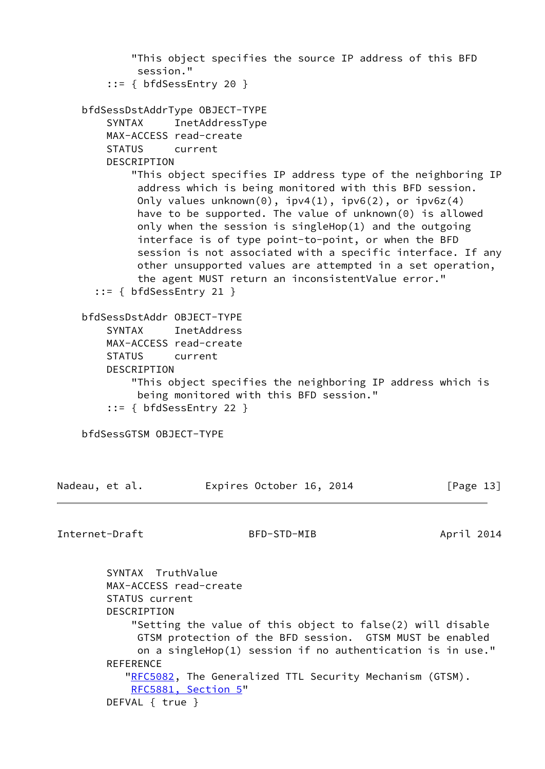```
            "This object specifies the source IP address of this BFD
             session."
        ::= { bfdSessEntry 20 }

    bfdSessDstAddrType OBJECT-TYPE
        SYNTAX     InetAddressType
        MAX-ACCESS read-create
        STATUS     current
        DESCRIPTION
            "This object specifies IP address type of the neighboring IP
             address which is being monitored with this BFD session.
             Only values unknown(0), ipv4(1), ipv6(2), or ipv6z(4)
             have to be supported. The value of unknown(0) is allowed
             only when the session is singleHop(1) and the outgoing
             interface is of type point-to-point, or when the BFD
             session is not associated with a specific interface. If any
             other unsupported values are attempted in a set operation,
             the agent MUST return an inconsistentValue error."
      ::= { bfdSessEntry 21 }

    bfdSessDstAddr OBJECT-TYPE
        SYNTAX     InetAddress
        MAX-ACCESS read-create
        STATUS     current
        DESCRIPTION
            "This object specifies the neighboring IP address which is
             being monitored with this BFD session."
        ::= { bfdSessEntry 22 }

    bfdSessGTSM OBJECT-TYPE
        SYNTAX  TruthValue
        MAX-ACCESS read-create
        STATUS current
        DESCRIPTION
            "Setting the value of this object to false(2) will disable
             GTSM protection of the BFD session.  GTSM MUST be enabled
             on a singleHop(1) session if no authentication is in use."
        REFERENCE
           "RFC5082, The Generalized TTL Security Mechanism (GTSM).
            RFC5881, Section 5"
        DEFVAL { true }
```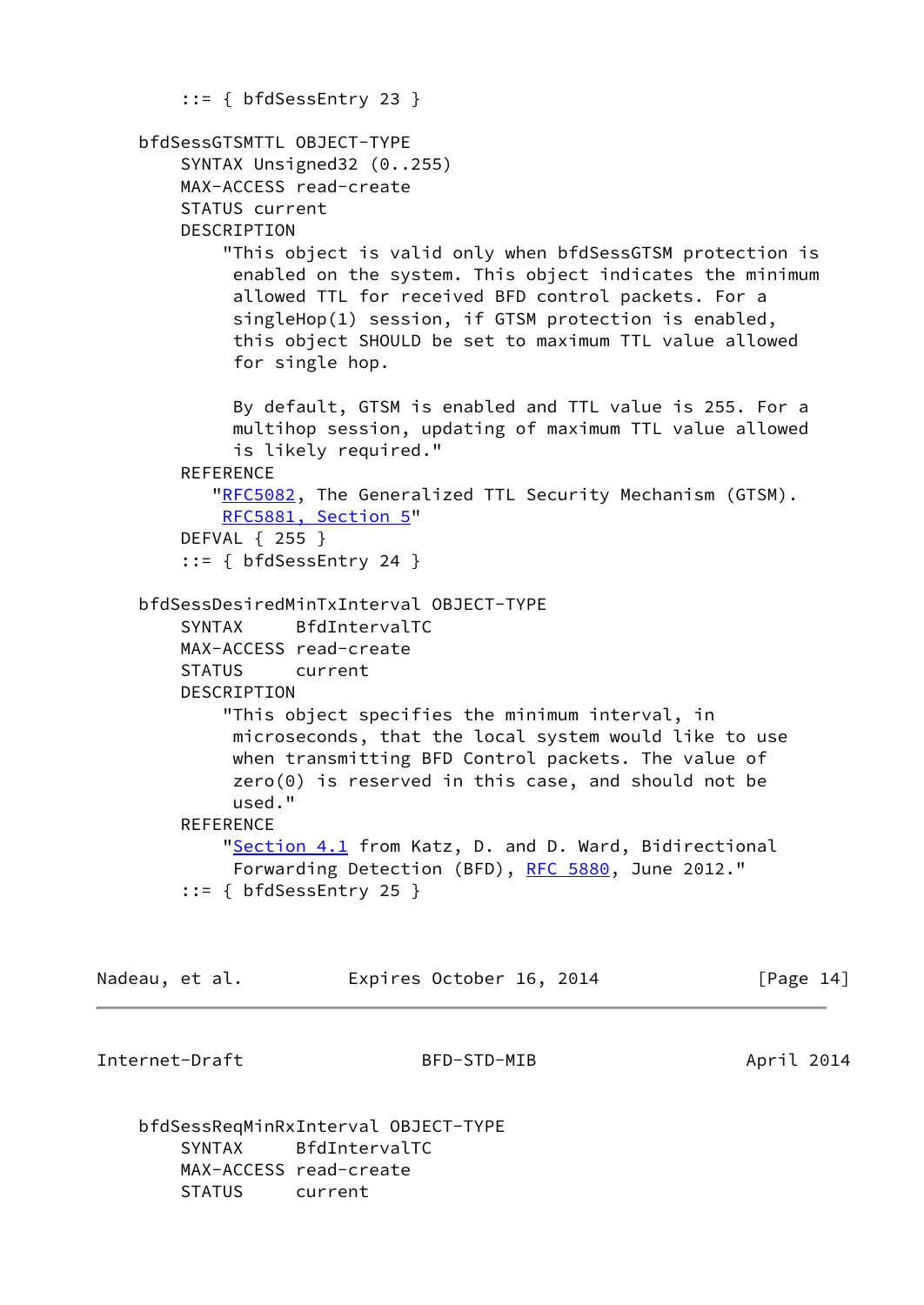```
        ::= { bfdSessEntry 23 }

    bfdSessGTSMTTL OBJECT-TYPE
        SYNTAX Unsigned32 (0..255)
        MAX-ACCESS read-create
        STATUS current
        DESCRIPTION
            "This object is valid only when bfdSessGTSM protection is
             enabled on the system. This object indicates the minimum
             allowed TTL for received BFD control packets. For a
             singleHop(1) session, if GTSM protection is enabled,
             this object SHOULD be set to maximum TTL value allowed
             for single hop.

             By default, GTSM is enabled and TTL value is 255. For a
             multihop session, updating of maximum TTL value allowed
             is likely required."
        REFERENCE
           "RFC5082, The Generalized TTL Security Mechanism (GTSM).
            RFC5881, Section 5"
        DEFVAL { 255 }
        ::= { bfdSessEntry 24 }

    bfdSessDesiredMinTxInterval OBJECT-TYPE
        SYNTAX     BfdIntervalTC
        MAX-ACCESS read-create
        STATUS     current
        DESCRIPTION
            "This object specifies the minimum interval, in
             microseconds, that the local system would like to use
             when transmitting BFD Control packets. The value of
             zero(0) is reserved in this case, and should not be
             used."
        REFERENCE
            "Section 4.1 from Katz, D. and D. Ward, Bidirectional
             Forwarding Detection (BFD), RFC 5880, June 2012."
        ::= { bfdSessEntry 25 }

    bfdSessReqMinRxInterval OBJECT-TYPE
        SYNTAX     BfdIntervalTC
        MAX-ACCESS read-create
        STATUS     current
```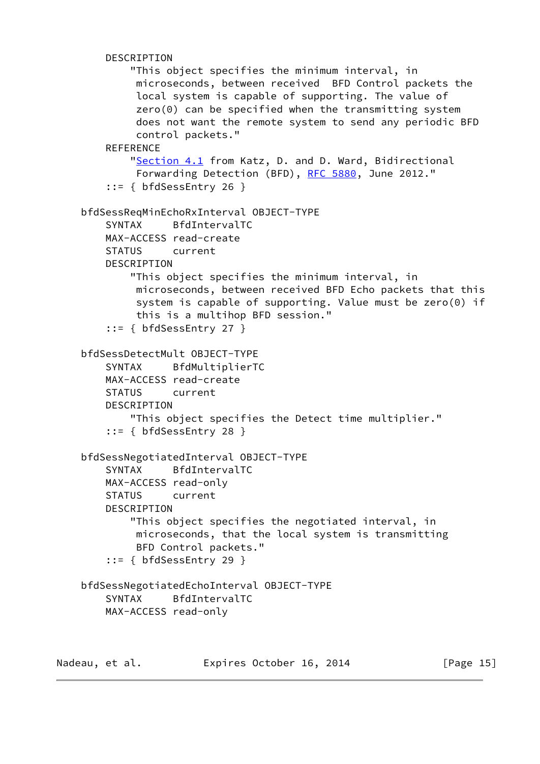```
        DESCRIPTION
            "This object specifies the minimum interval, in
             microseconds, between received  BFD Control packets the
             local system is capable of supporting. The value of
             zero(0) can be specified when the transmitting system
             does not want the remote system to send any periodic BFD
             control packets."
        REFERENCE
            "Section 4.1 from Katz, D. and D. Ward, Bidirectional
             Forwarding Detection (BFD), RFC 5880, June 2012."
        ::= { bfdSessEntry 26 }

    bfdSessReqMinEchoRxInterval OBJECT-TYPE
        SYNTAX      BfdIntervalTC
        MAX-ACCESS read-create
        STATUS      current
        DESCRIPTION
            "This object specifies the minimum interval, in
             microseconds, between received BFD Echo packets that this
             system is capable of supporting. Value must be zero(0) if
             this is a multihop BFD session."
        ::= { bfdSessEntry 27 }

    bfdSessDetectMult OBJECT-TYPE
        SYNTAX      BfdMultiplierTC
        MAX-ACCESS read-create
        STATUS      current
        DESCRIPTION
            "This object specifies the Detect time multiplier."
        ::= { bfdSessEntry 28 }

    bfdSessNegotiatedInterval OBJECT-TYPE
        SYNTAX      BfdIntervalTC
        MAX-ACCESS read-only
        STATUS      current
        DESCRIPTION
            "This object specifies the negotiated interval, in
             microseconds, that the local system is transmitting
             BFD Control packets."
        ::= { bfdSessEntry 29 }

    bfdSessNegotiatedEchoInterval OBJECT-TYPE
        SYNTAX      BfdIntervalTC
        MAX-ACCESS read-only
```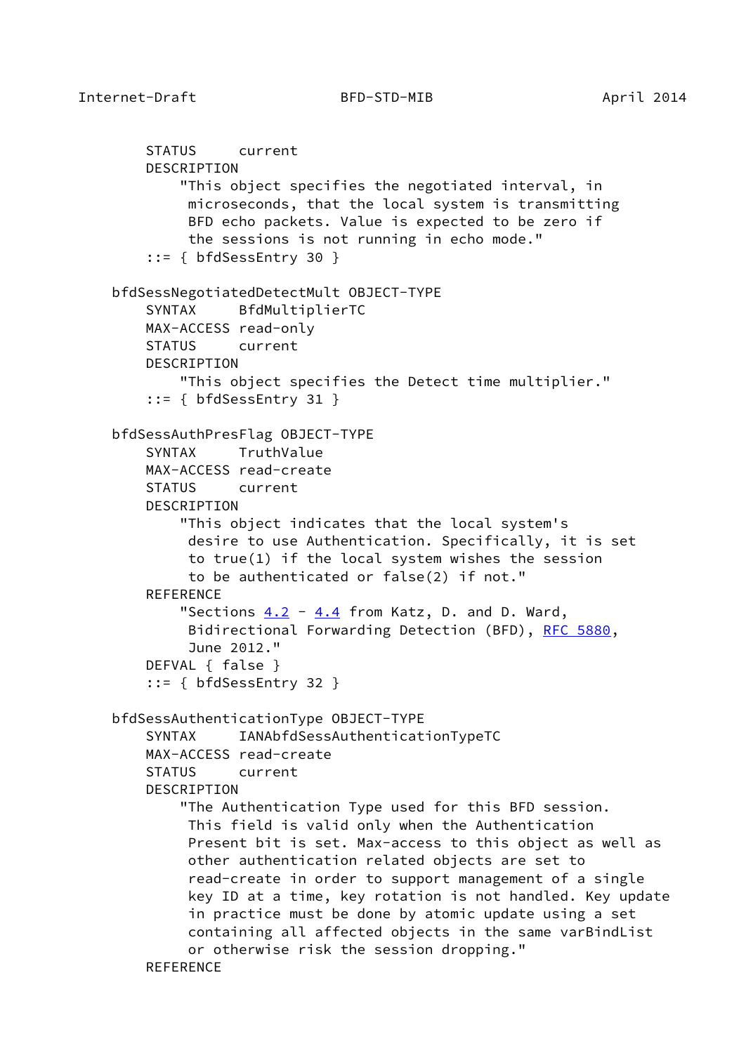```
        STATUS     current
        DESCRIPTION
            "This object specifies the negotiated interval, in
             microseconds, that the local system is transmitting
             BFD echo packets. Value is expected to be zero if
             the sessions is not running in echo mode."
        ::= { bfdSessEntry 30 }

    bfdSessNegotiatedDetectMult OBJECT-TYPE
        SYNTAX     BfdMultiplierTC
        MAX-ACCESS read-only
        STATUS     current
        DESCRIPTION
            "This object specifies the Detect time multiplier."
        ::= { bfdSessEntry 31 }

    bfdSessAuthPresFlag OBJECT-TYPE
        SYNTAX     TruthValue
        MAX-ACCESS read-create
        STATUS     current
        DESCRIPTION
            "This object indicates that the local system's
             desire to use Authentication. Specifically, it is set
             to true(1) if the local system wishes the session
             to be authenticated or false(2) if not."
        REFERENCE
            "Sections 4.2 - 4.4 from Katz, D. and D. Ward,
             Bidirectional Forwarding Detection (BFD), RFC 5880,
             June 2012."
        DEFVAL { false }
        ::= { bfdSessEntry 32 }

    bfdSessAuthenticationType OBJECT-TYPE
        SYNTAX     IANAbfdSessAuthenticationTypeTC
        MAX-ACCESS read-create
        STATUS     current
        DESCRIPTION
            "The Authentication Type used for this BFD session.
             This field is valid only when the Authentication
             Present bit is set. Max-access to this object as well as
             other authentication related objects are set to
             read-create in order to support management of a single
             key ID at a time, key rotation is not handled. Key update
             in practice must be done by atomic update using a set
             containing all affected objects in the same varBindList
             or otherwise risk the session dropping."
        REFERENCE
```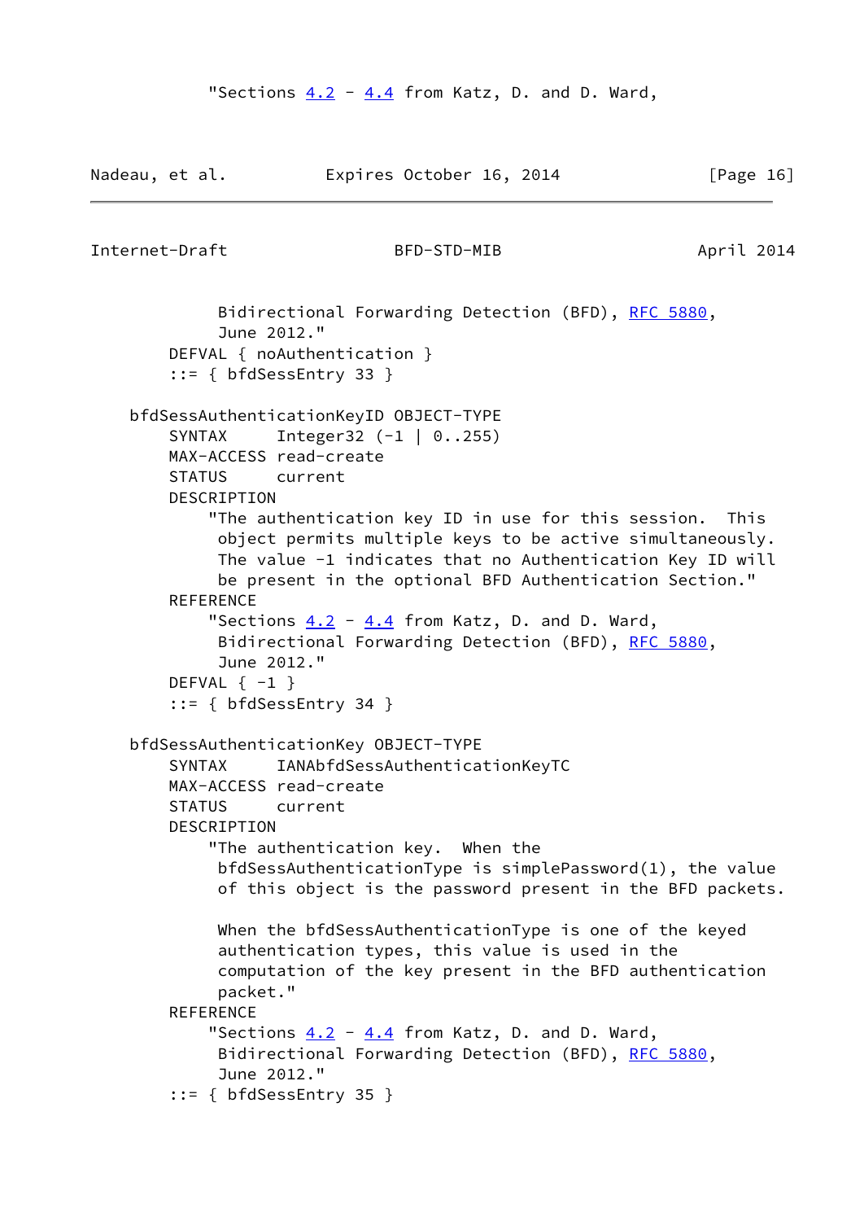```
            "Sections 4.2 - 4.4 from Katz, D. and D. Ward,
             Bidirectional Forwarding Detection (BFD), RFC 5880,
             June 2012."
        DEFVAL { noAuthentication }
        ::= { bfdSessEntry 33 }

    bfdSessAuthenticationKeyID OBJECT-TYPE
        SYNTAX     Integer32 (-1 | 0..255)
        MAX-ACCESS read-create
        STATUS     current
        DESCRIPTION
            "The authentication key ID in use for this session.  This
             object permits multiple keys to be active simultaneously.
             The value -1 indicates that no Authentication Key ID will
             be present in the optional BFD Authentication Section."
        REFERENCE
            "Sections 4.2 - 4.4 from Katz, D. and D. Ward,
             Bidirectional Forwarding Detection (BFD), RFC 5880,
             June 2012."
        DEFVAL { -1 }
        ::= { bfdSessEntry 34 }

    bfdSessAuthenticationKey OBJECT-TYPE
        SYNTAX     IANAbfdSessAuthenticationKeyTC
        MAX-ACCESS read-create
        STATUS     current
        DESCRIPTION
            "The authentication key.  When the
             bfdSessAuthenticationType is simplePassword(1), the value
             of this object is the password present in the BFD packets.

             When the bfdSessAuthenticationType is one of the keyed
             authentication types, this value is used in the
             computation of the key present in the BFD authentication
             packet."
        REFERENCE
            "Sections 4.2 - 4.4 from Katz, D. and D. Ward,
             Bidirectional Forwarding Detection (BFD), RFC 5880,
             June 2012."
        ::= { bfdSessEntry 35 }
```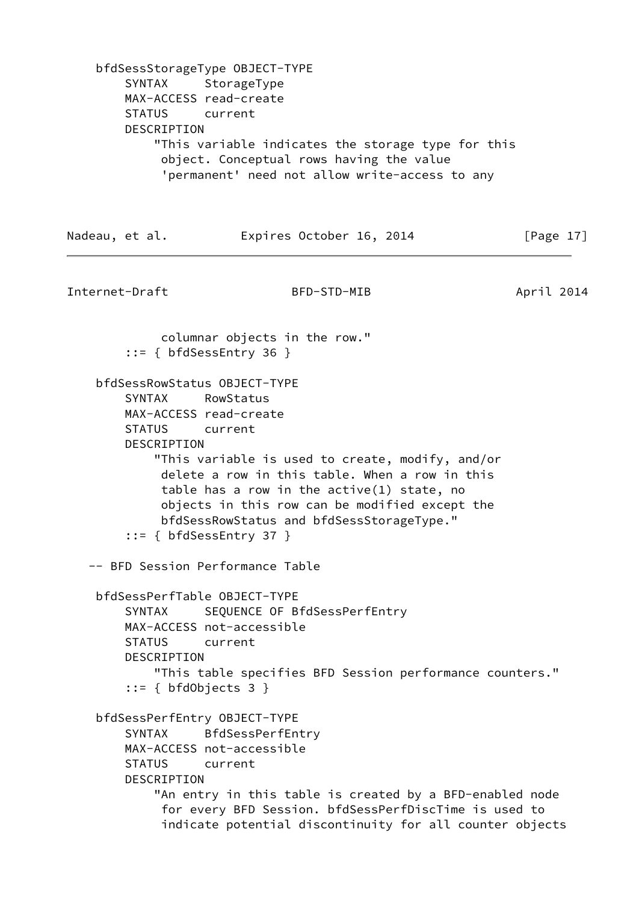```
    bfdSessStorageType OBJECT-TYPE
        SYNTAX     StorageType
        MAX-ACCESS read-create
        STATUS     current
        DESCRIPTION
            "This variable indicates the storage type for this
             object. Conceptual rows having the value
             'permanent' need not allow write-access to any
             columnar objects in the row."
        ::= { bfdSessEntry 36 }

    bfdSessRowStatus OBJECT-TYPE
        SYNTAX     RowStatus
        MAX-ACCESS read-create
        STATUS     current
        DESCRIPTION
            "This variable is used to create, modify, and/or
             delete a row in this table. When a row in this
             table has a row in the active(1) state, no
             objects in this row can be modified except the
             bfdSessRowStatus and bfdSessStorageType."
        ::= { bfdSessEntry 37 }

   -- BFD Session Performance Table

    bfdSessPerfTable OBJECT-TYPE
        SYNTAX     SEQUENCE OF BfdSessPerfEntry
        MAX-ACCESS not-accessible
        STATUS     current
        DESCRIPTION
            "This table specifies BFD Session performance counters."
        ::= { bfdObjects 3 }

    bfdSessPerfEntry OBJECT-TYPE
        SYNTAX     BfdSessPerfEntry
        MAX-ACCESS not-accessible
        STATUS     current
        DESCRIPTION
            "An entry in this table is created by a BFD-enabled node
             for every BFD Session. bfdSessPerfDiscTime is used to
             indicate potential discontinuity for all counter objects
```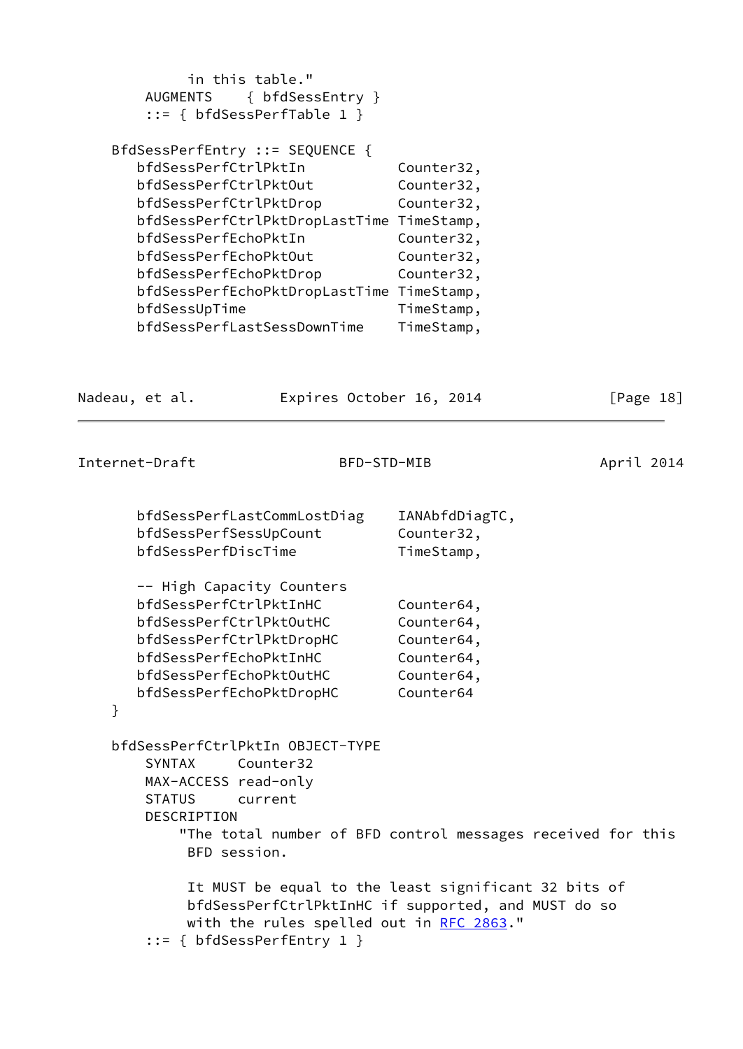```
           in this table."
       AUGMENTS    { bfdSessEntry }
       ::= { bfdSessPerfTable 1 }

    BfdSessPerfEntry ::= SEQUENCE {
       bfdSessPerfCtrlPktIn           Counter32,
       bfdSessPerfCtrlPktOut          Counter32,
       bfdSessPerfCtrlPktDrop         Counter32,
       bfdSessPerfCtrlPktDropLastTime TimeStamp,
       bfdSessPerfEchoPktIn           Counter32,
       bfdSessPerfEchoPktOut          Counter32,
       bfdSessPerfEchoPktDrop         Counter32,
       bfdSessPerfEchoPktDropLastTime TimeStamp,
       bfdSessUpTime                  TimeStamp,
       bfdSessPerfLastSessDownTime    TimeStamp,
       bfdSessPerfLastCommLostDiag    IANAbfdDiagTC,
       bfdSessPerfSessUpCount         Counter32,
       bfdSessPerfDiscTime            TimeStamp,

       -- High Capacity Counters
       bfdSessPerfCtrlPktInHC         Counter64,
       bfdSessPerfCtrlPktOutHC        Counter64,
       bfdSessPerfCtrlPktDropHC       Counter64,
       bfdSessPerfEchoPktInHC         Counter64,
       bfdSessPerfEchoPktOutHC        Counter64,
       bfdSessPerfEchoPktDropHC       Counter64
    }

    bfdSessPerfCtrlPktIn OBJECT-TYPE
        SYNTAX     Counter32
        MAX-ACCESS read-only
        STATUS     current
        DESCRIPTION
            "The total number of BFD control messages received for this
             BFD session.

             It MUST be equal to the least significant 32 bits of
             bfdSessPerfCtrlPktInHC if supported, and MUST do so
             with the rules spelled out in RFC 2863."
        ::= { bfdSessPerfEntry 1 }
```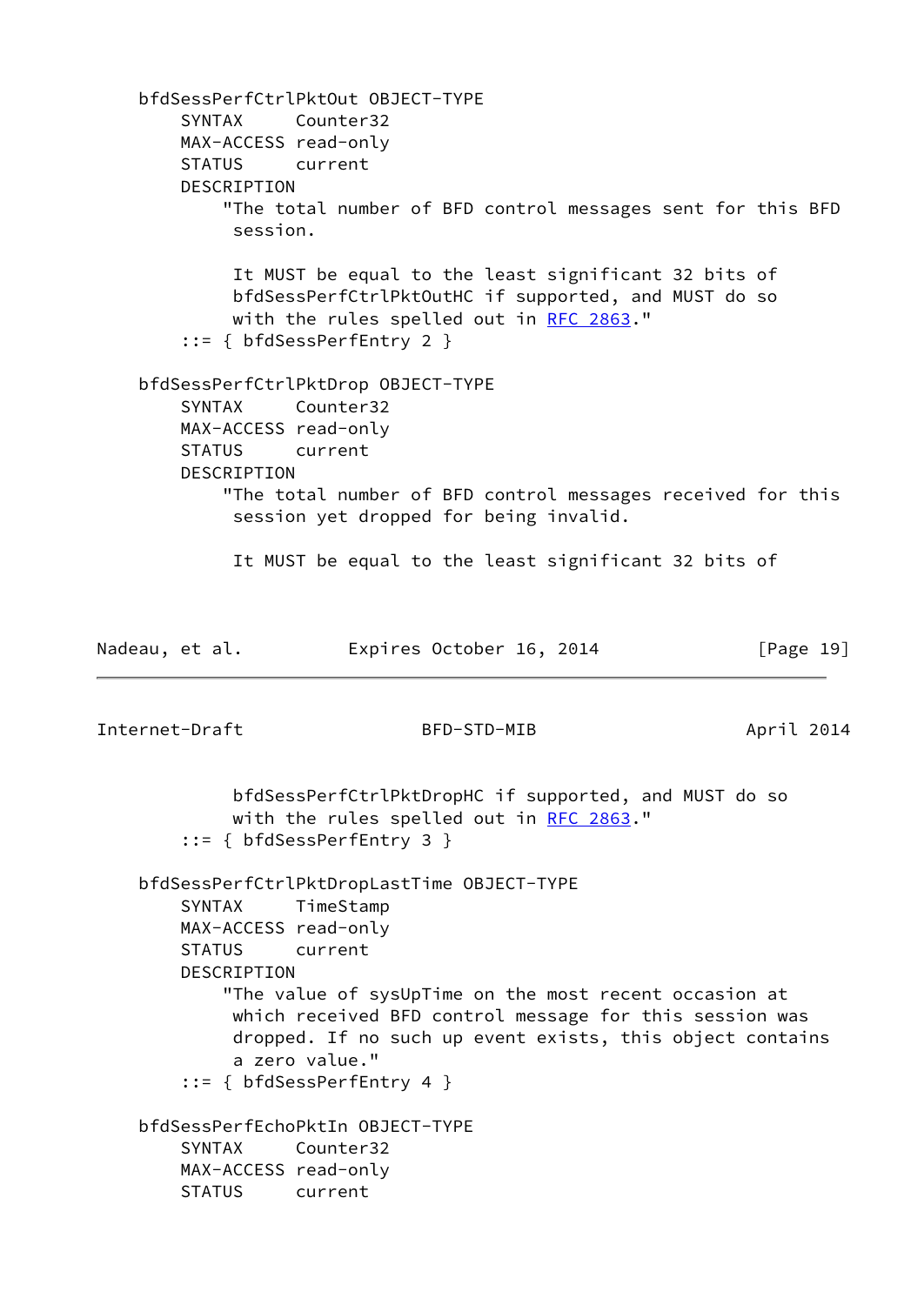```
    bfdSessPerfCtrlPktOut OBJECT-TYPE
        SYNTAX     Counter32
        MAX-ACCESS read-only
        STATUS     current
        DESCRIPTION
            "The total number of BFD control messages sent for this BFD
             session.

             It MUST be equal to the least significant 32 bits of
             bfdSessPerfCtrlPktOutHC if supported, and MUST do so
             with the rules spelled out in RFC 2863."
        ::= { bfdSessPerfEntry 2 }

    bfdSessPerfCtrlPktDrop OBJECT-TYPE
        SYNTAX     Counter32
        MAX-ACCESS read-only
        STATUS     current
        DESCRIPTION
            "The total number of BFD control messages received for this
             session yet dropped for being invalid.

             It MUST be equal to the least significant 32 bits of
             bfdSessPerfCtrlPktDropHC if supported, and MUST do so
             with the rules spelled out in RFC 2863."
        ::= { bfdSessPerfEntry 3 }

    bfdSessPerfCtrlPktDropLastTime OBJECT-TYPE
        SYNTAX     TimeStamp
        MAX-ACCESS read-only
        STATUS     current
        DESCRIPTION
            "The value of sysUpTime on the most recent occasion at
             which received BFD control message for this session was
             dropped. If no such up event exists, this object contains
             a zero value."
        ::= { bfdSessPerfEntry 4 }

    bfdSessPerfEchoPktIn OBJECT-TYPE
        SYNTAX     Counter32
        MAX-ACCESS read-only
        STATUS     current
```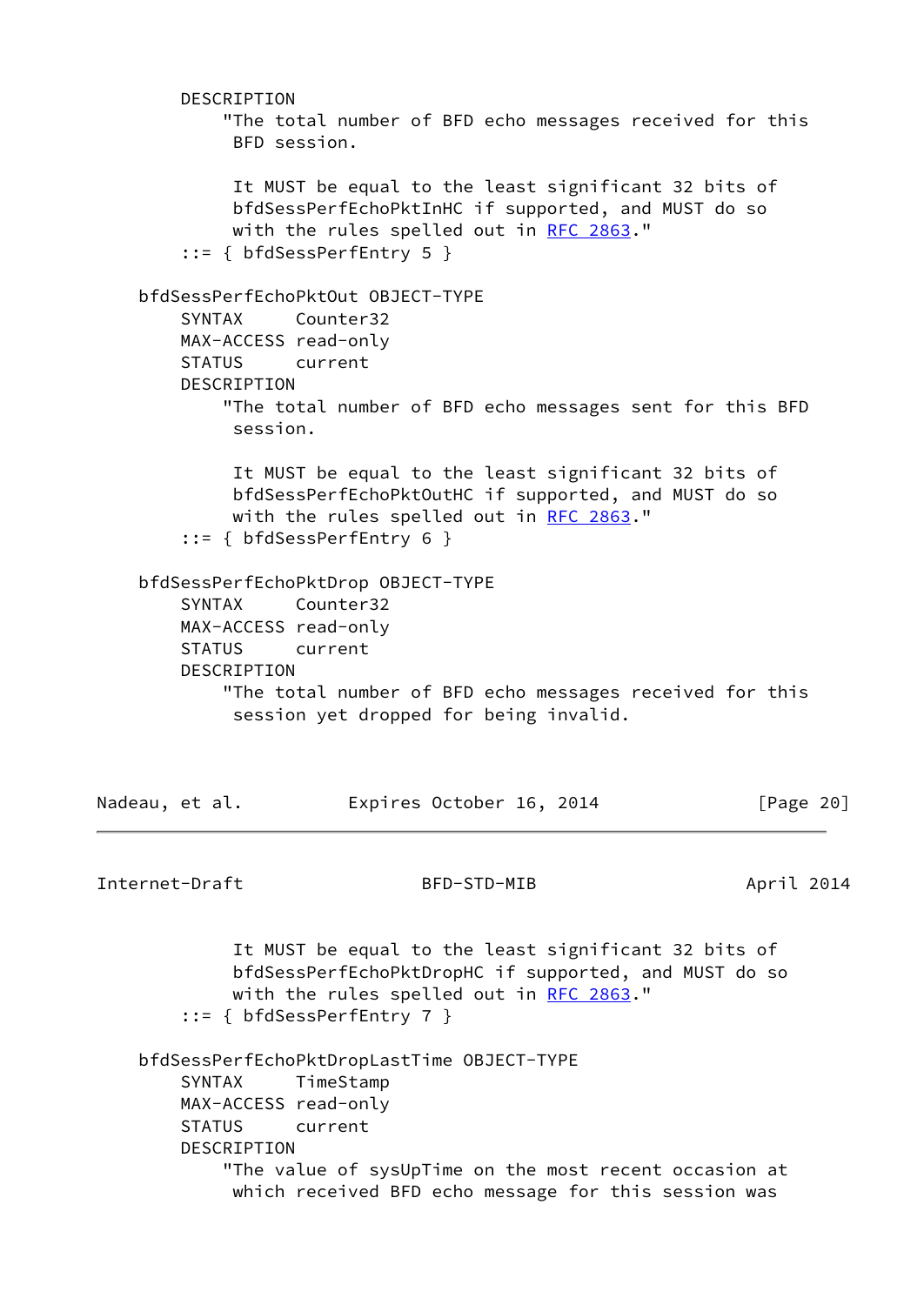```
        DESCRIPTION
            "The total number of BFD echo messages received for this
             BFD session.

             It MUST be equal to the least significant 32 bits of
             bfdSessPerfEchoPktInHC if supported, and MUST do so
             with the rules spelled out in RFC 2863."
        ::= { bfdSessPerfEntry 5 }

    bfdSessPerfEchoPktOut OBJECT-TYPE
        SYNTAX     Counter32
        MAX-ACCESS read-only
        STATUS     current
        DESCRIPTION
            "The total number of BFD echo messages sent for this BFD
             session.

             It MUST be equal to the least significant 32 bits of
             bfdSessPerfEchoPktOutHC if supported, and MUST do so
             with the rules spelled out in RFC 2863."
        ::= { bfdSessPerfEntry 6 }

    bfdSessPerfEchoPktDrop OBJECT-TYPE
        SYNTAX     Counter32
        MAX-ACCESS read-only
        STATUS     current
        DESCRIPTION
            "The total number of BFD echo messages received for this
             session yet dropped for being invalid.

             It MUST be equal to the least significant 32 bits of
             bfdSessPerfEchoPktDropHC if supported, and MUST do so
             with the rules spelled out in RFC 2863."
        ::= { bfdSessPerfEntry 7 }

    bfdSessPerfEchoPktDropLastTime OBJECT-TYPE
        SYNTAX     TimeStamp
        MAX-ACCESS read-only
        STATUS     current
        DESCRIPTION
            "The value of sysUpTime on the most recent occasion at
             which received BFD echo message for this session was
```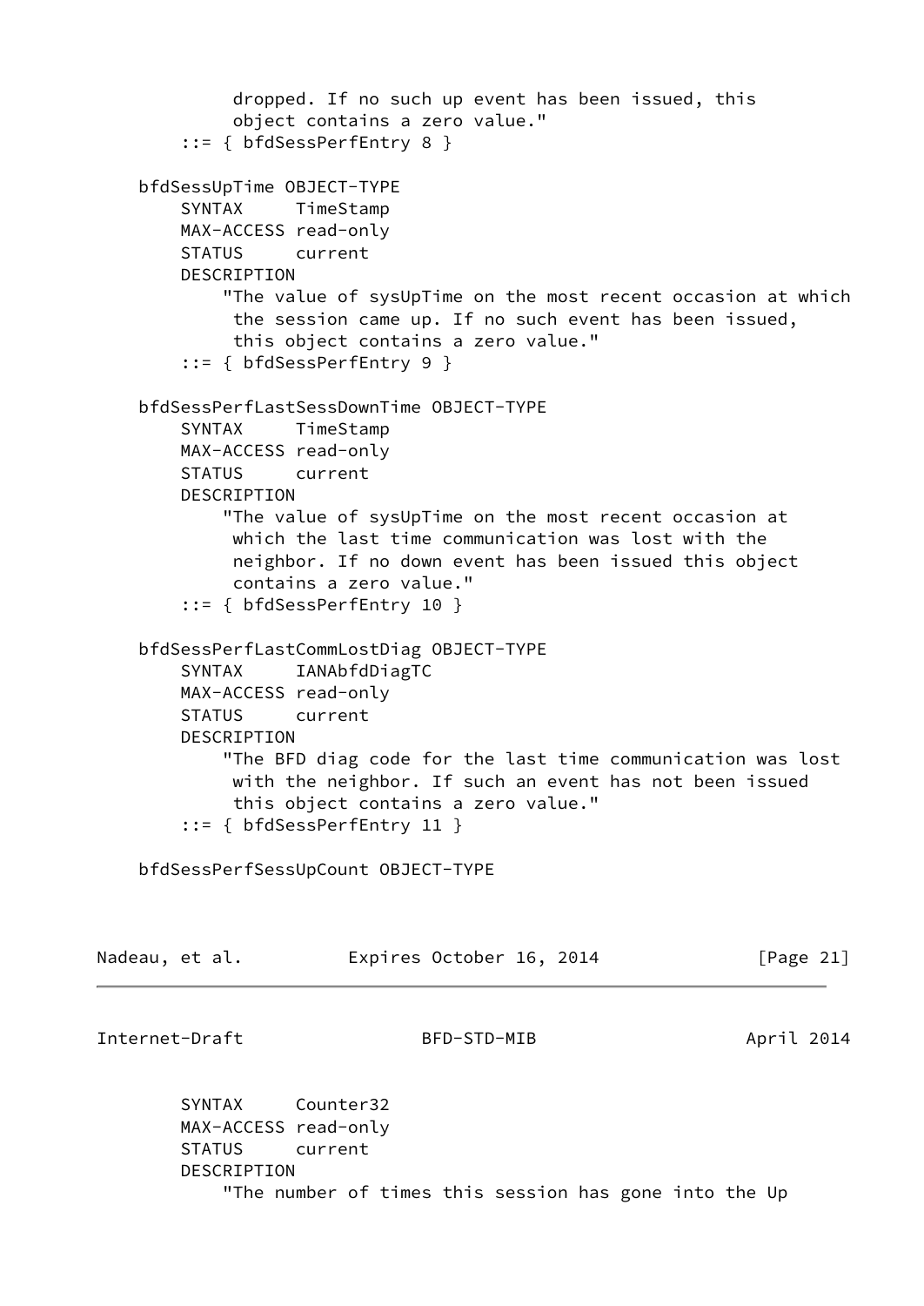```
             dropped. If no such up event has been issued, this
             object contains a zero value."
        ::= { bfdSessPerfEntry 8 }

    bfdSessUpTime OBJECT-TYPE
        SYNTAX     TimeStamp
        MAX-ACCESS read-only
        STATUS     current
        DESCRIPTION
            "The value of sysUpTime on the most recent occasion at which
             the session came up. If no such event has been issued,
             this object contains a zero value."
        ::= { bfdSessPerfEntry 9 }

    bfdSessPerfLastSessDownTime OBJECT-TYPE
        SYNTAX     TimeStamp
        MAX-ACCESS read-only
        STATUS     current
        DESCRIPTION
            "The value of sysUpTime on the most recent occasion at
             which the last time communication was lost with the
             neighbor. If no down event has been issued this object
             contains a zero value."
        ::= { bfdSessPerfEntry 10 }

    bfdSessPerfLastCommLostDiag OBJECT-TYPE
        SYNTAX     IANAbfdDiagTC
        MAX-ACCESS read-only
        STATUS     current
        DESCRIPTION
            "The BFD diag code for the last time communication was lost
             with the neighbor. If such an event has not been issued
             this object contains a zero value."
        ::= { bfdSessPerfEntry 11 }

    bfdSessPerfSessUpCount OBJECT-TYPE
        SYNTAX     Counter32
        MAX-ACCESS read-only
        STATUS     current
        DESCRIPTION
            "The number of times this session has gone into the Up
```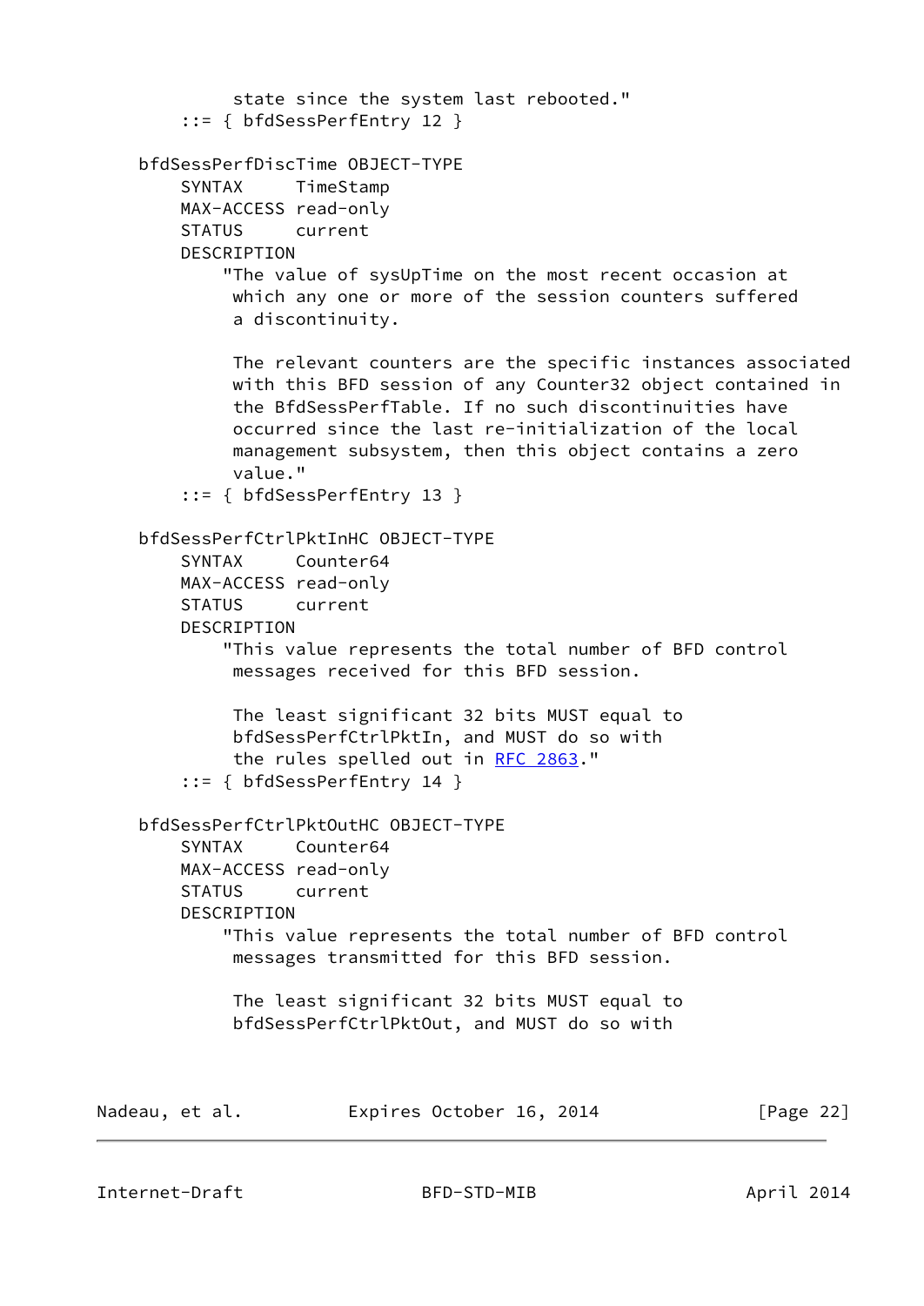```
            state since the system last rebooted."
        ::= { bfdSessPerfEntry 12 }

    bfdSessPerfDiscTime OBJECT-TYPE
        SYNTAX     TimeStamp
        MAX-ACCESS read-only
        STATUS     current
        DESCRIPTION
            "The value of sysUpTime on the most recent occasion at
             which any one or more of the session counters suffered
             a discontinuity.

             The relevant counters are the specific instances associated
             with this BFD session of any Counter32 object contained in
             the BfdSessPerfTable. If no such discontinuities have
             occurred since the last re-initialization of the local
             management subsystem, then this object contains a zero
             value."
        ::= { bfdSessPerfEntry 13 }

    bfdSessPerfCtrlPktInHC OBJECT-TYPE
        SYNTAX     Counter64
        MAX-ACCESS read-only
        STATUS     current
        DESCRIPTION
            "This value represents the total number of BFD control
             messages received for this BFD session.

             The least significant 32 bits MUST equal to
             bfdSessPerfCtrlPktIn, and MUST do so with
             the rules spelled out in RFC 2863."
        ::= { bfdSessPerfEntry 14 }

    bfdSessPerfCtrlPktOutHC OBJECT-TYPE
        SYNTAX     Counter64
        MAX-ACCESS read-only
        STATUS     current
        DESCRIPTION
            "This value represents the total number of BFD control
             messages transmitted for this BFD session.

             The least significant 32 bits MUST equal to
             bfdSessPerfCtrlPktOut, and MUST do so with
```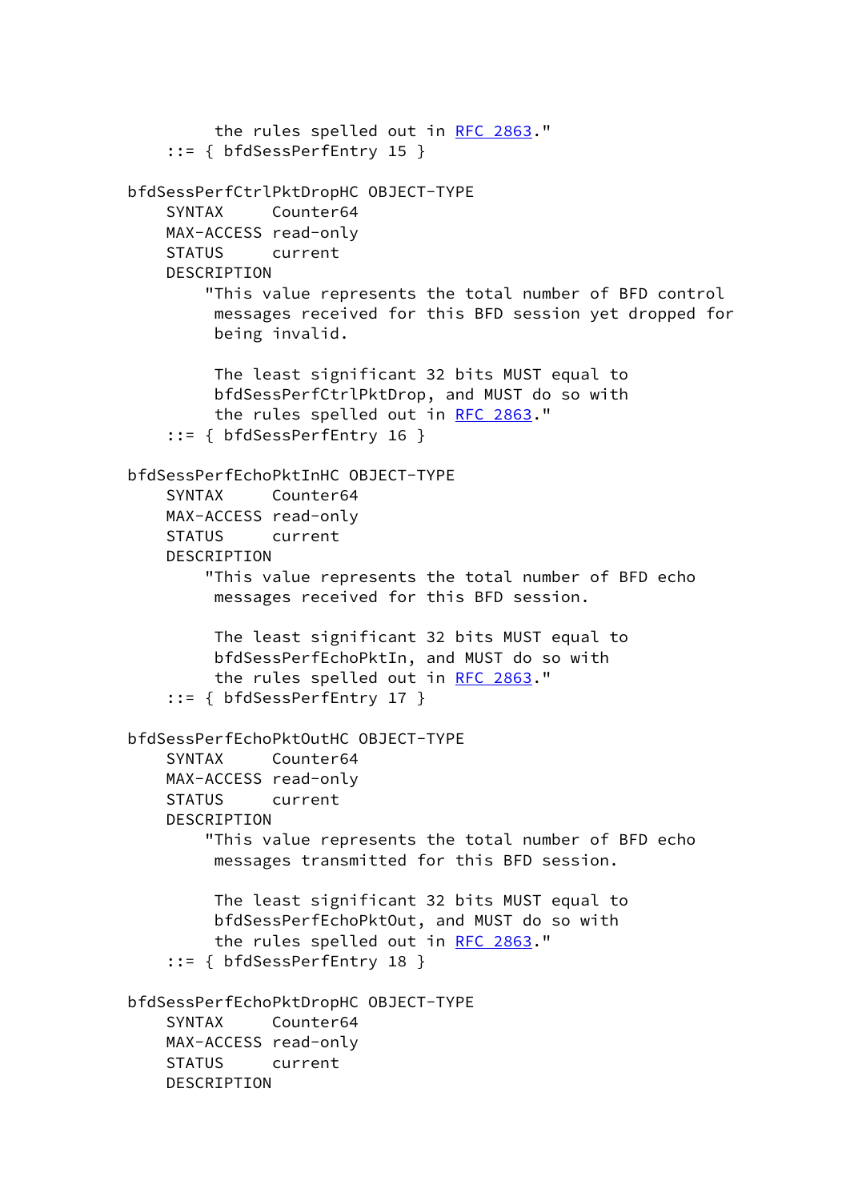```
             the rules spelled out in RFC 2863."
        ::= { bfdSessPerfEntry 15 }

    bfdSessPerfCtrlPktDropHC OBJECT-TYPE
        SYNTAX     Counter64
        MAX-ACCESS read-only
        STATUS     current
        DESCRIPTION
            "This value represents the total number of BFD control
             messages received for this BFD session yet dropped for
             being invalid.

             The least significant 32 bits MUST equal to
             bfdSessPerfCtrlPktDrop, and MUST do so with
             the rules spelled out in RFC 2863."
        ::= { bfdSessPerfEntry 16 }

    bfdSessPerfEchoPktInHC OBJECT-TYPE
        SYNTAX     Counter64
        MAX-ACCESS read-only
        STATUS     current
        DESCRIPTION
            "This value represents the total number of BFD echo
             messages received for this BFD session.

             The least significant 32 bits MUST equal to
             bfdSessPerfEchoPktIn, and MUST do so with
             the rules spelled out in RFC 2863."
        ::= { bfdSessPerfEntry 17 }

    bfdSessPerfEchoPktOutHC OBJECT-TYPE
        SYNTAX     Counter64
        MAX-ACCESS read-only
        STATUS     current
        DESCRIPTION
            "This value represents the total number of BFD echo
             messages transmitted for this BFD session.

             The least significant 32 bits MUST equal to
             bfdSessPerfEchoPktOut, and MUST do so with
             the rules spelled out in RFC 2863."
        ::= { bfdSessPerfEntry 18 }

    bfdSessPerfEchoPktDropHC OBJECT-TYPE
        SYNTAX     Counter64
        MAX-ACCESS read-only
        STATUS     current
        DESCRIPTION
```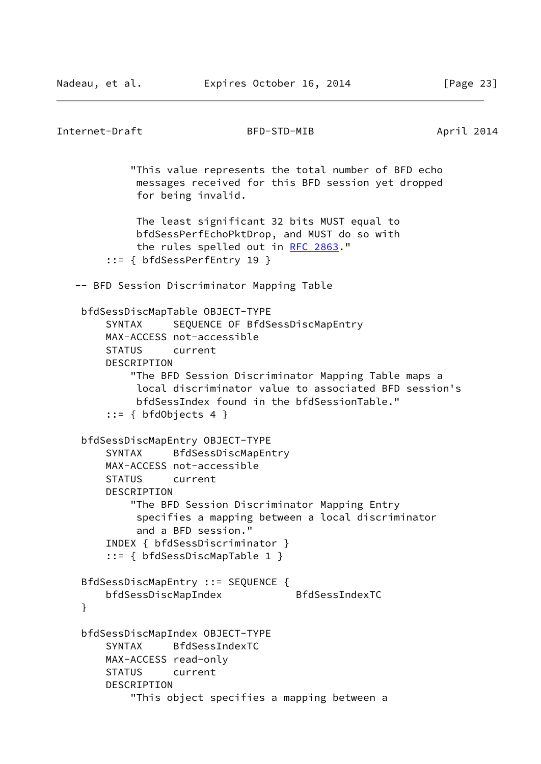```
            "This value represents the total number of BFD echo
             messages received for this BFD session yet dropped
             for being invalid.

             The least significant 32 bits MUST equal to
             bfdSessPerfEchoPktDrop, and MUST do so with
             the rules spelled out in RFC 2863."
        ::= { bfdSessPerfEntry 19 }

   -- BFD Session Discriminator Mapping Table

    bfdSessDiscMapTable OBJECT-TYPE
        SYNTAX     SEQUENCE OF BfdSessDiscMapEntry
        MAX-ACCESS not-accessible
        STATUS     current
        DESCRIPTION
            "The BFD Session Discriminator Mapping Table maps a
             local discriminator value to associated BFD session's
             bfdSessIndex found in the bfdSessionTable."
        ::= { bfdObjects 4 }

    bfdSessDiscMapEntry OBJECT-TYPE
        SYNTAX     BfdSessDiscMapEntry
        MAX-ACCESS not-accessible
        STATUS     current
        DESCRIPTION
            "The BFD Session Discriminator Mapping Entry
             specifies a mapping between a local discriminator
             and a BFD session."
        INDEX { bfdSessDiscriminator }
        ::= { bfdSessDiscMapTable 1 }

    BfdSessDiscMapEntry ::= SEQUENCE {
        bfdSessDiscMapIndex            BfdSessIndexTC
    }

    bfdSessDiscMapIndex OBJECT-TYPE
        SYNTAX     BfdSessIndexTC
        MAX-ACCESS read-only
        STATUS     current
        DESCRIPTION
            "This object specifies a mapping between a
```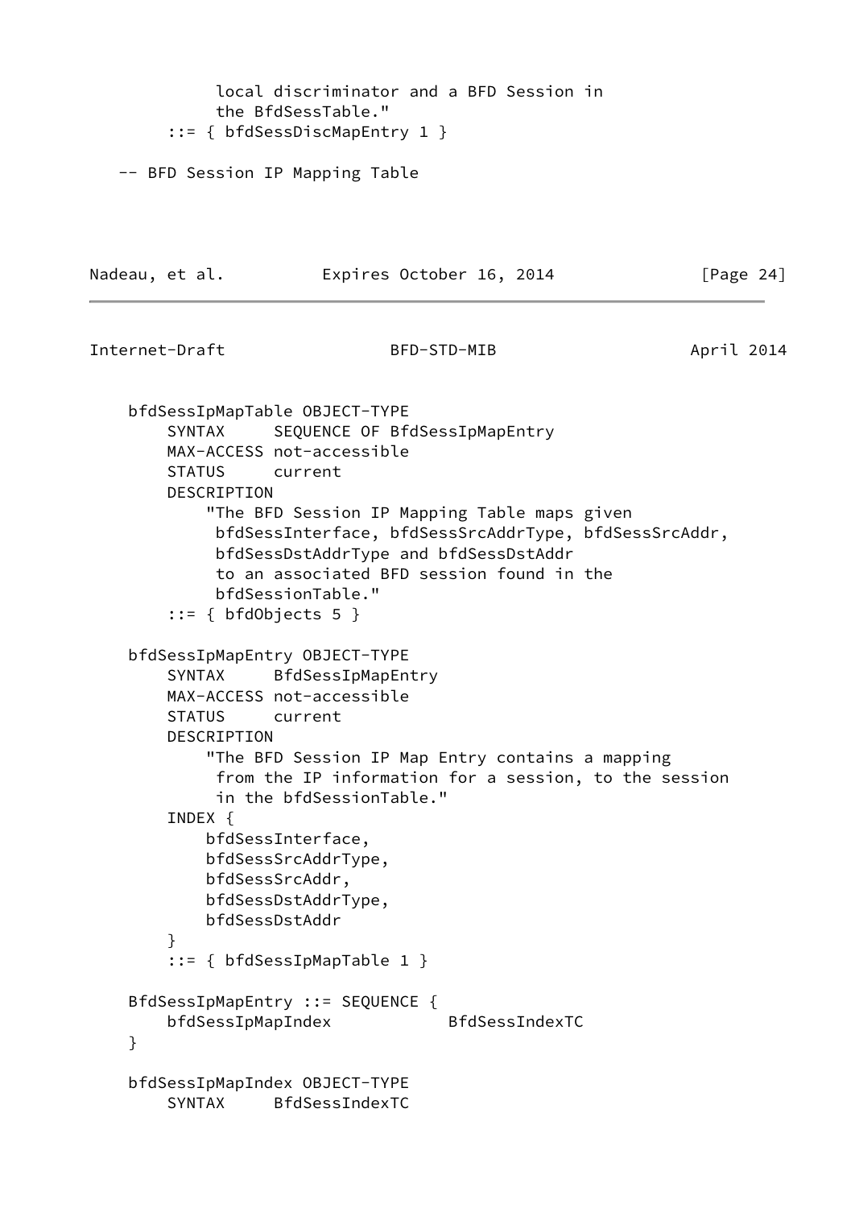```
           local discriminator and a BFD Session in
           the BfdSessTable."
       ::= { bfdSessDiscMapEntry 1 }

  -- BFD Session IP Mapping Table
```

```
   bfdSessIpMapTable OBJECT-TYPE
       SYNTAX     SEQUENCE OF BfdSessIpMapEntry
       MAX-ACCESS not-accessible
       STATUS     current
       DESCRIPTION
           "The BFD Session IP Mapping Table maps given
            bfdSessInterface, bfdSessSrcAddrType, bfdSessSrcAddr,
            bfdSessDstAddrType and bfdSessDstAddr
            to an associated BFD session found in the
            bfdSessionTable."
       ::= { bfdObjects 5 }

   bfdSessIpMapEntry OBJECT-TYPE
       SYNTAX     BfdSessIpMapEntry
       MAX-ACCESS not-accessible
       STATUS     current
       DESCRIPTION
           "The BFD Session IP Map Entry contains a mapping
            from the IP information for a session, to the session
            in the bfdSessionTable."
       INDEX {
           bfdSessInterface,
           bfdSessSrcAddrType,
           bfdSessSrcAddr,
           bfdSessDstAddrType,
           bfdSessDstAddr
       }
       ::= { bfdSessIpMapTable 1 }

   BfdSessIpMapEntry ::= SEQUENCE {
       bfdSessIpMapIndex            BfdSessIndexTC
   }

   bfdSessIpMapIndex OBJECT-TYPE
       SYNTAX     BfdSessIndexTC
```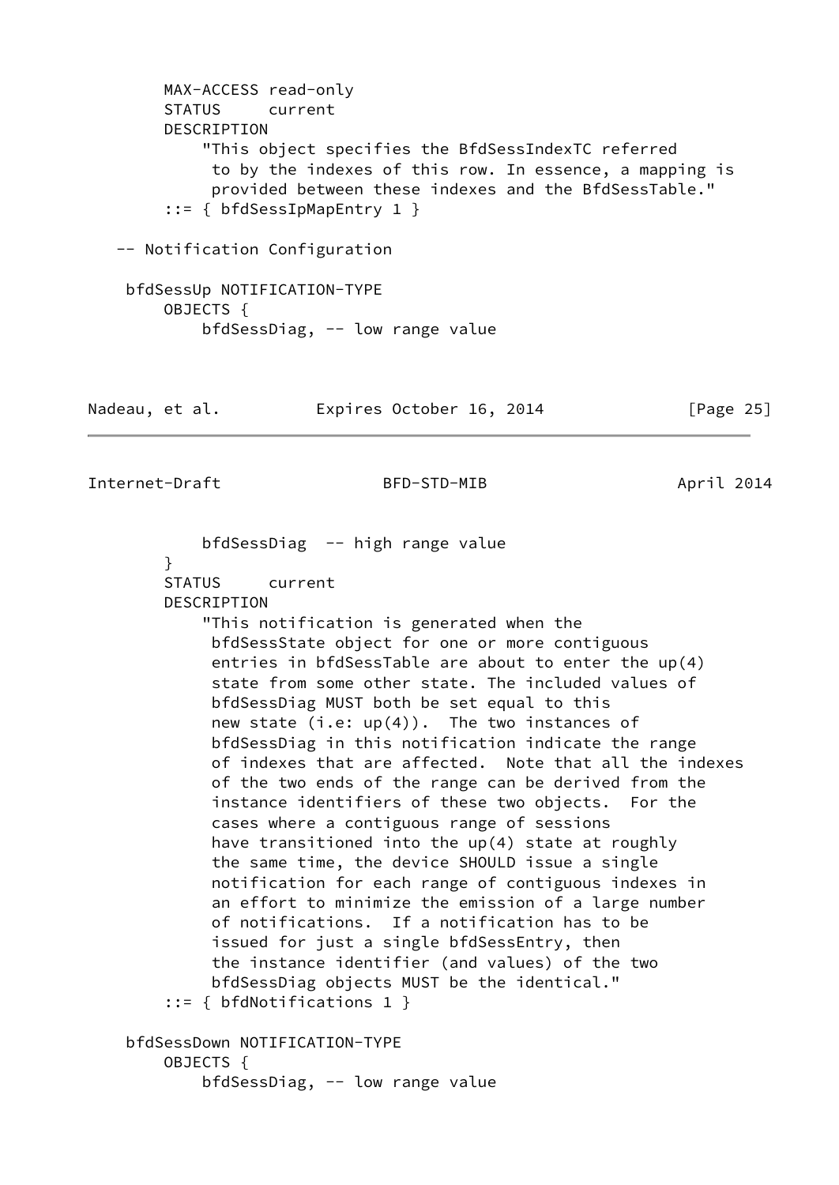```
        MAX-ACCESS read-only
        STATUS     current
        DESCRIPTION
            "This object specifies the BfdSessIndexTC referred
             to by the indexes of this row. In essence, a mapping is
             provided between these indexes and the BfdSessTable."
        ::= { bfdSessIpMapEntry 1 }

   -- Notification Configuration

    bfdSessUp NOTIFICATION-TYPE
        OBJECTS {
            bfdSessDiag, -- low range value
            bfdSessDiag  -- high range value
        }
        STATUS     current
        DESCRIPTION
            "This notification is generated when the
             bfdSessState object for one or more contiguous
             entries in bfdSessTable are about to enter the up(4)
             state from some other state. The included values of
             bfdSessDiag MUST both be set equal to this
             new state (i.e: up(4)).  The two instances of
             bfdSessDiag in this notification indicate the range
             of indexes that are affected.  Note that all the indexes
             of the two ends of the range can be derived from the
             instance identifiers of these two objects.  For the
             cases where a contiguous range of sessions
             have transitioned into the up(4) state at roughly
             the same time, the device SHOULD issue a single
             notification for each range of contiguous indexes in
             an effort to minimize the emission of a large number
             of notifications.  If a notification has to be
             issued for just a single bfdSessEntry, then
             the instance identifier (and values) of the two
             bfdSessDiag objects MUST be the identical."
        ::= { bfdNotifications 1 }

    bfdSessDown NOTIFICATION-TYPE
        OBJECTS {
            bfdSessDiag, -- low range value
```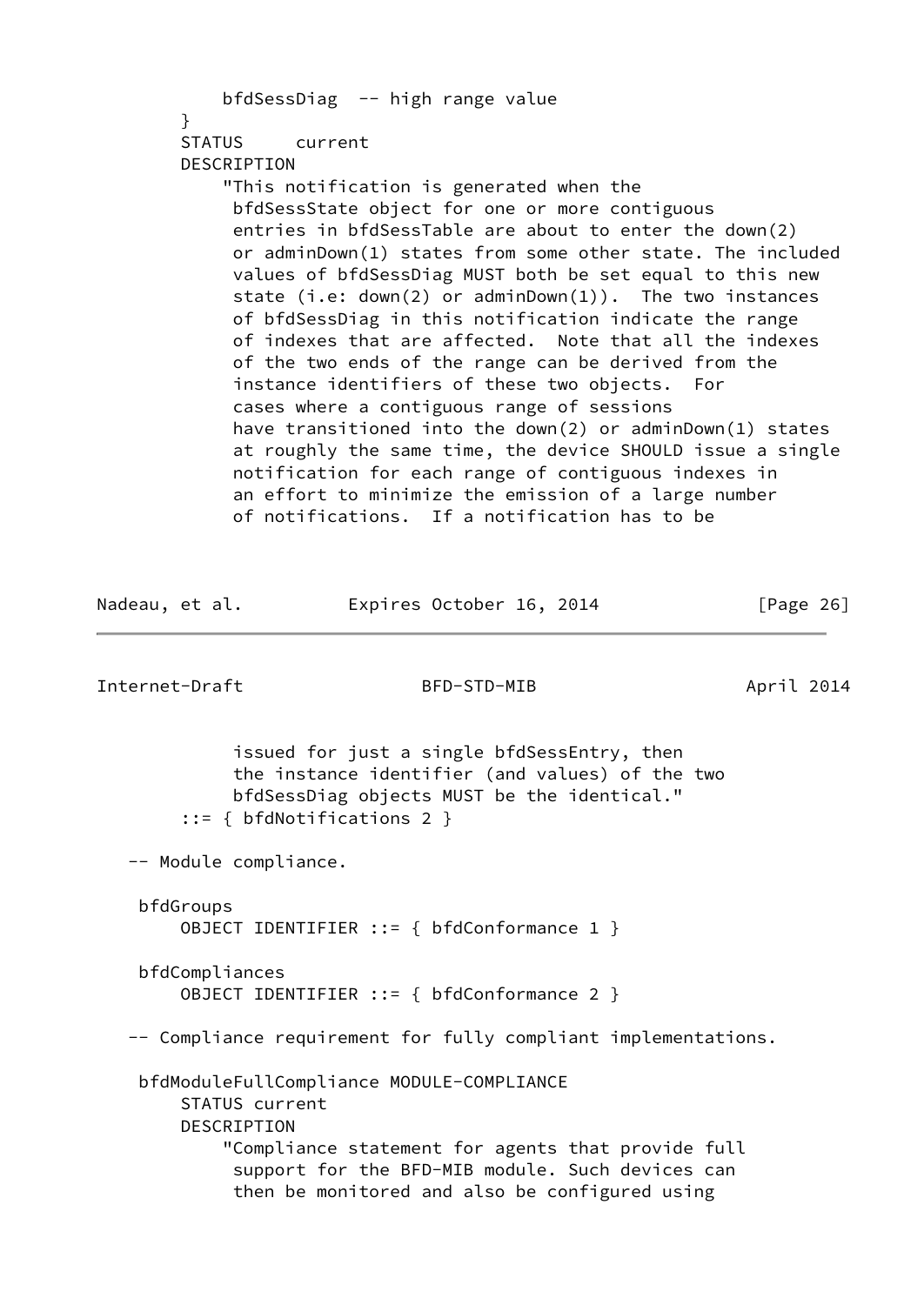```
            bfdSessDiag  -- high range value
        }
        STATUS     current
        DESCRIPTION
            "This notification is generated when the
             bfdSessState object for one or more contiguous
             entries in bfdSessTable are about to enter the down(2)
             or adminDown(1) states from some other state. The included
             values of bfdSessDiag MUST both be set equal to this new
             state (i.e: down(2) or adminDown(1)).  The two instances
             of bfdSessDiag in this notification indicate the range
             of indexes that are affected.  Note that all the indexes
             of the two ends of the range can be derived from the
             instance identifiers of these two objects.  For
             cases where a contiguous range of sessions
             have transitioned into the down(2) or adminDown(1) states
             at roughly the same time, the device SHOULD issue a single
             notification for each range of contiguous indexes in
             an effort to minimize the emission of a large number
             of notifications.  If a notification has to be
             issued for just a single bfdSessEntry, then
             the instance identifier (and values) of the two
             bfdSessDiag objects MUST be the identical."
        ::= { bfdNotifications 2 }

   -- Module compliance.

    bfdGroups
        OBJECT IDENTIFIER ::= { bfdConformance 1 }

    bfdCompliances
        OBJECT IDENTIFIER ::= { bfdConformance 2 }

   -- Compliance requirement for fully compliant implementations.

    bfdModuleFullCompliance MODULE-COMPLIANCE
        STATUS current
        DESCRIPTION
            "Compliance statement for agents that provide full
             support for the BFD-MIB module. Such devices can
             then be monitored and also be configured using
```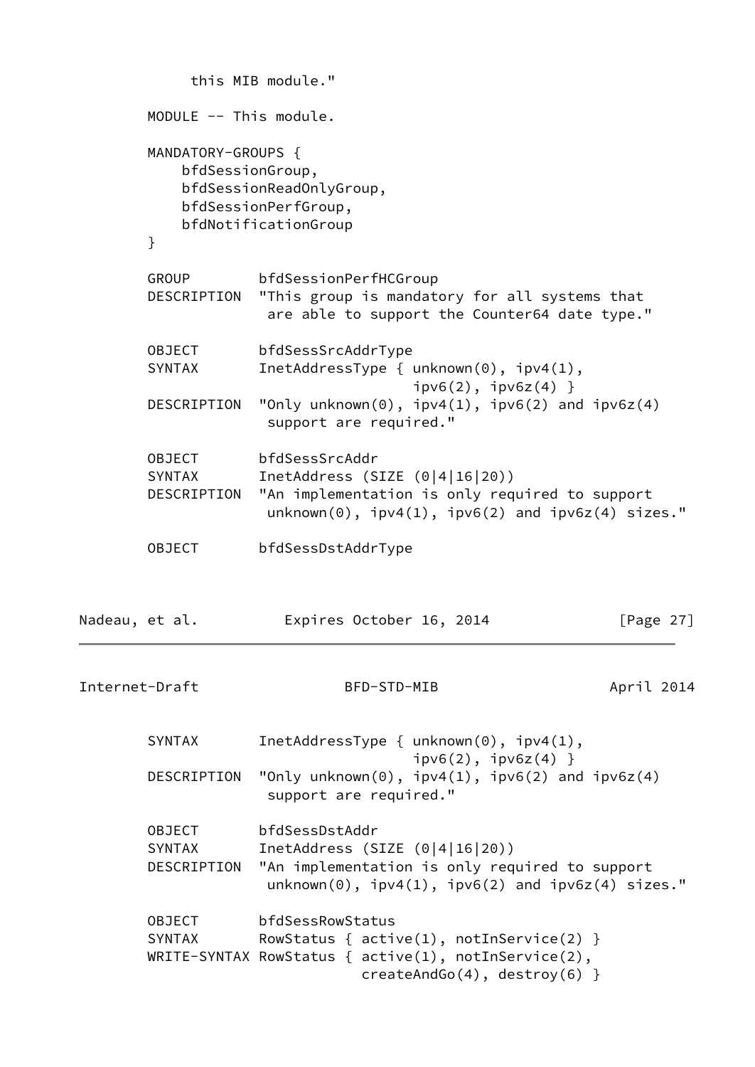```
             this MIB module."

        MODULE -- This module.

        MANDATORY-GROUPS {
            bfdSessionGroup,
            bfdSessionReadOnlyGroup,
            bfdSessionPerfGroup,
            bfdNotificationGroup
        }

        GROUP        bfdSessionPerfHCGroup
        DESCRIPTION  "This group is mandatory for all systems that
                      are able to support the Counter64 date type."

        OBJECT       bfdSessSrcAddrType
        SYNTAX       InetAddressType { unknown(0), ipv4(1),
                                       ipv6(2), ipv6z(4) }
        DESCRIPTION  "Only unknown(0), ipv4(1), ipv6(2) and ipv6z(4)
                      support are required."

        OBJECT       bfdSessSrcAddr
        SYNTAX       InetAddress (SIZE (0|4|16|20))
        DESCRIPTION  "An implementation is only required to support
                      unknown(0), ipv4(1), ipv6(2) and ipv6z(4) sizes."

        OBJECT       bfdSessDstAddrType
        SYNTAX       InetAddressType { unknown(0), ipv4(1),
                                       ipv6(2), ipv6z(4) }
        DESCRIPTION  "Only unknown(0), ipv4(1), ipv6(2) and ipv6z(4)
                      support are required."

        OBJECT       bfdSessDstAddr
        SYNTAX       InetAddress (SIZE (0|4|16|20))
        DESCRIPTION  "An implementation is only required to support
                      unknown(0), ipv4(1), ipv6(2) and ipv6z(4) sizes."

        OBJECT       bfdSessRowStatus
        SYNTAX       RowStatus { active(1), notInService(2) }
        WRITE-SYNTAX RowStatus { active(1), notInService(2),
                                 createAndGo(4), destroy(6) }
```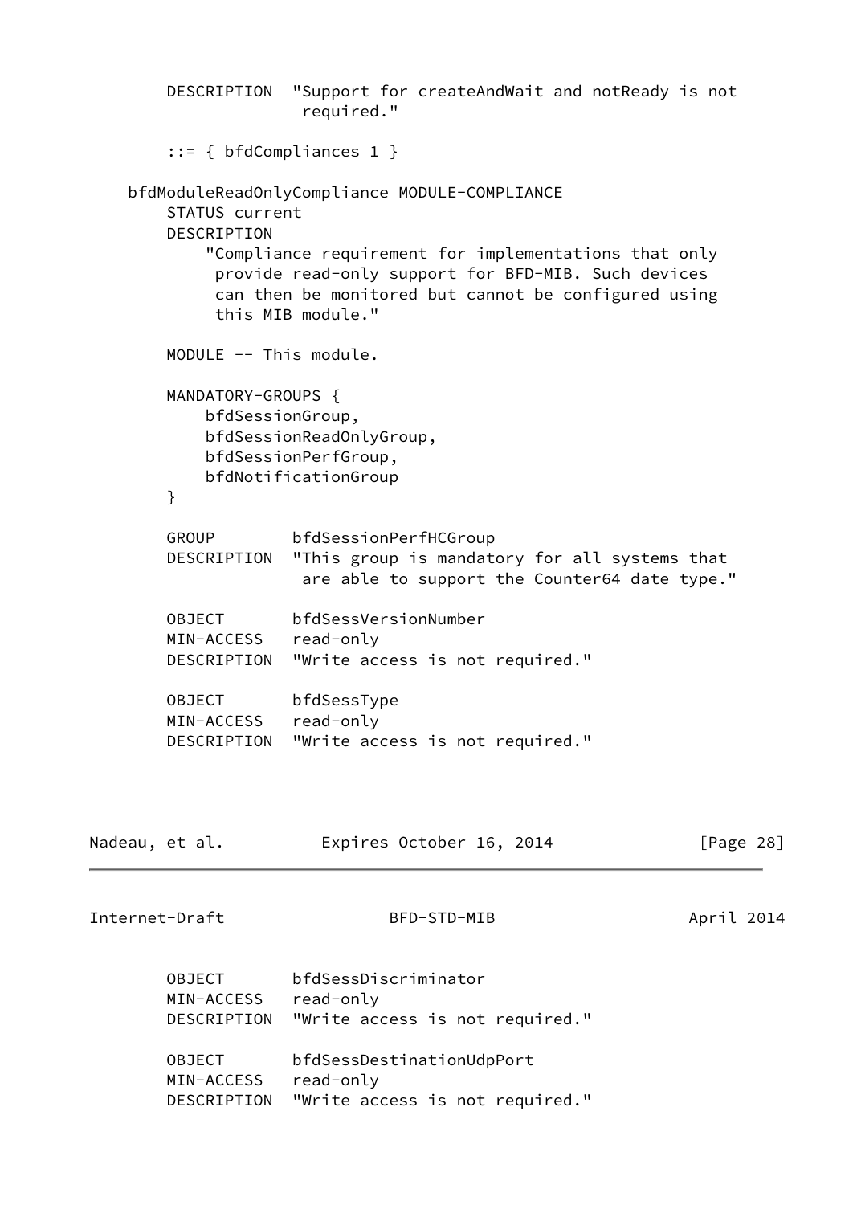```
        DESCRIPTION  "Support for createAndWait and notReady is not
                      required."

        ::= { bfdCompliances 1 }

    bfdModuleReadOnlyCompliance MODULE-COMPLIANCE
        STATUS current
        DESCRIPTION
            "Compliance requirement for implementations that only
             provide read-only support for BFD-MIB. Such devices
             can then be monitored but cannot be configured using
             this MIB module."

        MODULE -- This module.

        MANDATORY-GROUPS {
            bfdSessionGroup,
            bfdSessionReadOnlyGroup,
            bfdSessionPerfGroup,
            bfdNotificationGroup
        }

        GROUP        bfdSessionPerfHCGroup
        DESCRIPTION  "This group is mandatory for all systems that
                      are able to support the Counter64 date type."

        OBJECT       bfdSessVersionNumber
        MIN-ACCESS   read-only
        DESCRIPTION  "Write access is not required."

        OBJECT       bfdSessType
        MIN-ACCESS   read-only
        DESCRIPTION  "Write access is not required."

        OBJECT       bfdSessDiscriminator
        MIN-ACCESS   read-only
        DESCRIPTION  "Write access is not required."

        OBJECT       bfdSessDestinationUdpPort
        MIN-ACCESS   read-only
        DESCRIPTION  "Write access is not required."
```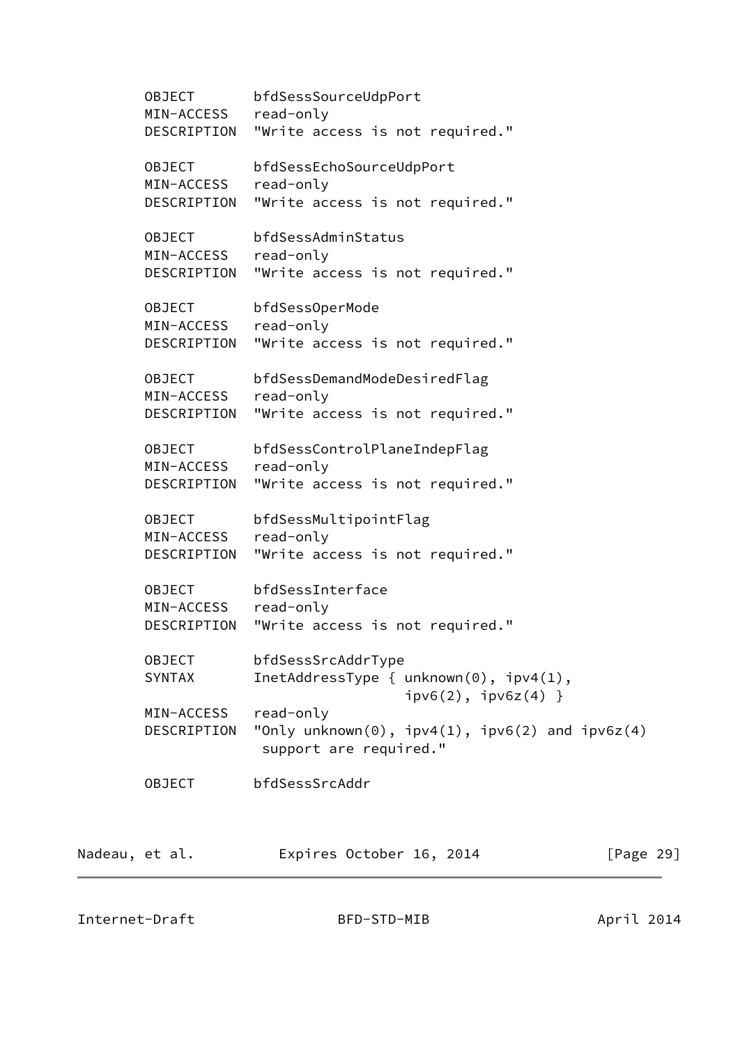```
       OBJECT       bfdSessSourceUdpPort
       MIN-ACCESS   read-only
       DESCRIPTION  "Write access is not required."

       OBJECT       bfdSessEchoSourceUdpPort
       MIN-ACCESS   read-only
       DESCRIPTION  "Write access is not required."

       OBJECT       bfdSessAdminStatus
       MIN-ACCESS   read-only
       DESCRIPTION  "Write access is not required."

       OBJECT       bfdSessOperMode
       MIN-ACCESS   read-only
       DESCRIPTION  "Write access is not required."

       OBJECT       bfdSessDemandModeDesiredFlag
       MIN-ACCESS   read-only
       DESCRIPTION  "Write access is not required."

       OBJECT       bfdSessControlPlaneIndepFlag
       MIN-ACCESS   read-only
       DESCRIPTION  "Write access is not required."

       OBJECT       bfdSessMultipointFlag
       MIN-ACCESS   read-only
       DESCRIPTION  "Write access is not required."

       OBJECT       bfdSessInterface
       MIN-ACCESS   read-only
       DESCRIPTION  "Write access is not required."

       OBJECT       bfdSessSrcAddrType
       SYNTAX       InetAddressType { unknown(0), ipv4(1),
                                      ipv6(2), ipv6z(4) }
       MIN-ACCESS   read-only
       DESCRIPTION  "Only unknown(0), ipv4(1), ipv6(2) and ipv6z(4)
                     support are required."

       OBJECT       bfdSessSrcAddr
```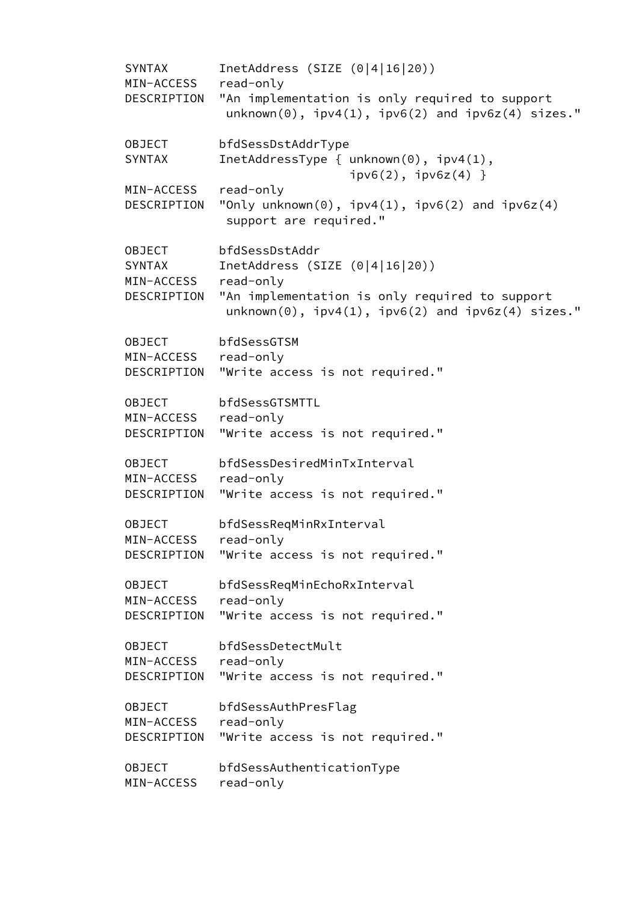```
        SYNTAX       InetAddress (SIZE (0|4|16|20))
        MIN-ACCESS   read-only
        DESCRIPTION  "An implementation is only required to support
                      unknown(0), ipv4(1), ipv6(2) and ipv6z(4) sizes."

        OBJECT       bfdSessDstAddrType
        SYNTAX       InetAddressType { unknown(0), ipv4(1),
                                       ipv6(2), ipv6z(4) }
        MIN-ACCESS   read-only
        DESCRIPTION  "Only unknown(0), ipv4(1), ipv6(2) and ipv6z(4)
                      support are required."

        OBJECT       bfdSessDstAddr
        SYNTAX       InetAddress (SIZE (0|4|16|20))
        MIN-ACCESS   read-only
        DESCRIPTION  "An implementation is only required to support
                      unknown(0), ipv4(1), ipv6(2) and ipv6z(4) sizes."

        OBJECT       bfdSessGTSM
        MIN-ACCESS   read-only
        DESCRIPTION  "Write access is not required."

        OBJECT       bfdSessGTSMTTL
        MIN-ACCESS   read-only
        DESCRIPTION  "Write access is not required."

        OBJECT       bfdSessDesiredMinTxInterval
        MIN-ACCESS   read-only
        DESCRIPTION  "Write access is not required."

        OBJECT       bfdSessReqMinRxInterval
        MIN-ACCESS   read-only
        DESCRIPTION  "Write access is not required."

        OBJECT       bfdSessReqMinEchoRxInterval
        MIN-ACCESS   read-only
        DESCRIPTION  "Write access is not required."

        OBJECT       bfdSessDetectMult
        MIN-ACCESS   read-only
        DESCRIPTION  "Write access is not required."

        OBJECT       bfdSessAuthPresFlag
        MIN-ACCESS   read-only
        DESCRIPTION  "Write access is not required."

        OBJECT       bfdSessAuthenticationType
        MIN-ACCESS   read-only
```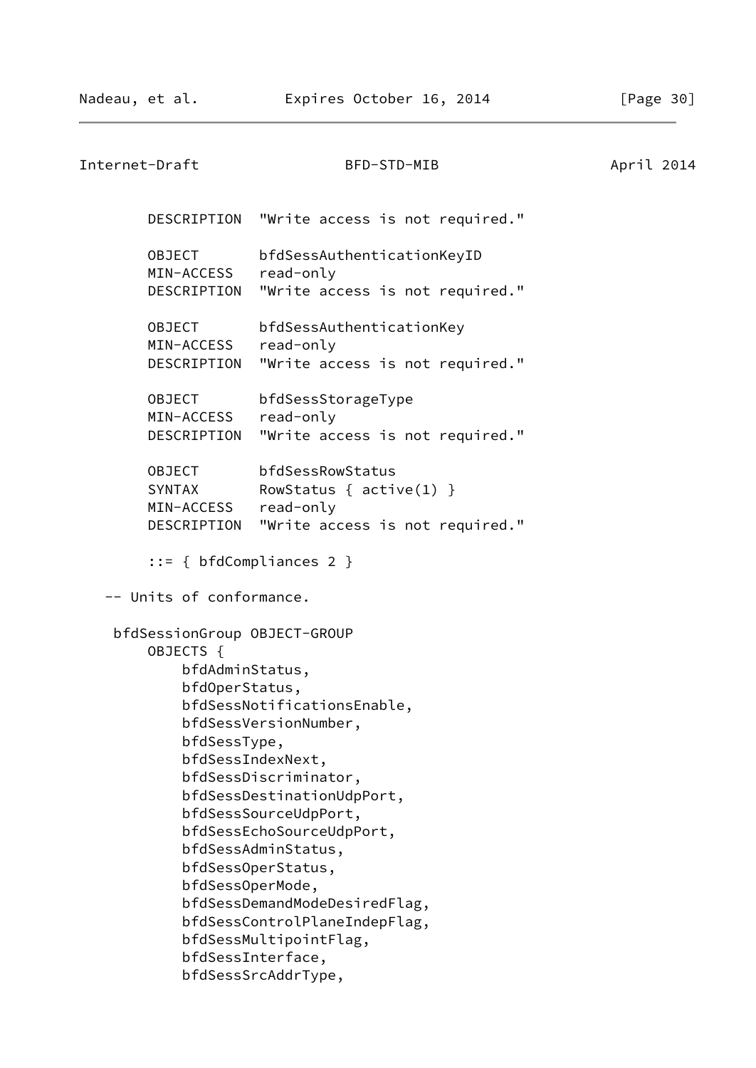```
        DESCRIPTION  "Write access is not required."

        OBJECT       bfdSessAuthenticationKeyID
        MIN-ACCESS   read-only
        DESCRIPTION  "Write access is not required."

        OBJECT       bfdSessAuthenticationKey
        MIN-ACCESS   read-only
        DESCRIPTION  "Write access is not required."

        OBJECT       bfdSessStorageType
        MIN-ACCESS   read-only
        DESCRIPTION  "Write access is not required."

        OBJECT       bfdSessRowStatus
        SYNTAX       RowStatus { active(1) }
        MIN-ACCESS   read-only
        DESCRIPTION  "Write access is not required."

        ::= { bfdCompliances 2 }

   -- Units of conformance.

    bfdSessionGroup OBJECT-GROUP
        OBJECTS {
            bfdAdminStatus,
            bfdOperStatus,
            bfdSessNotificationsEnable,
            bfdSessVersionNumber,
            bfdSessType,
            bfdSessIndexNext,
            bfdSessDiscriminator,
            bfdSessDestinationUdpPort,
            bfdSessSourceUdpPort,
            bfdSessEchoSourceUdpPort,
            bfdSessAdminStatus,
            bfdSessOperStatus,
            bfdSessOperMode,
            bfdSessDemandModeDesiredFlag,
            bfdSessControlPlaneIndepFlag,
            bfdSessMultipointFlag,
            bfdSessInterface,
            bfdSessSrcAddrType,
```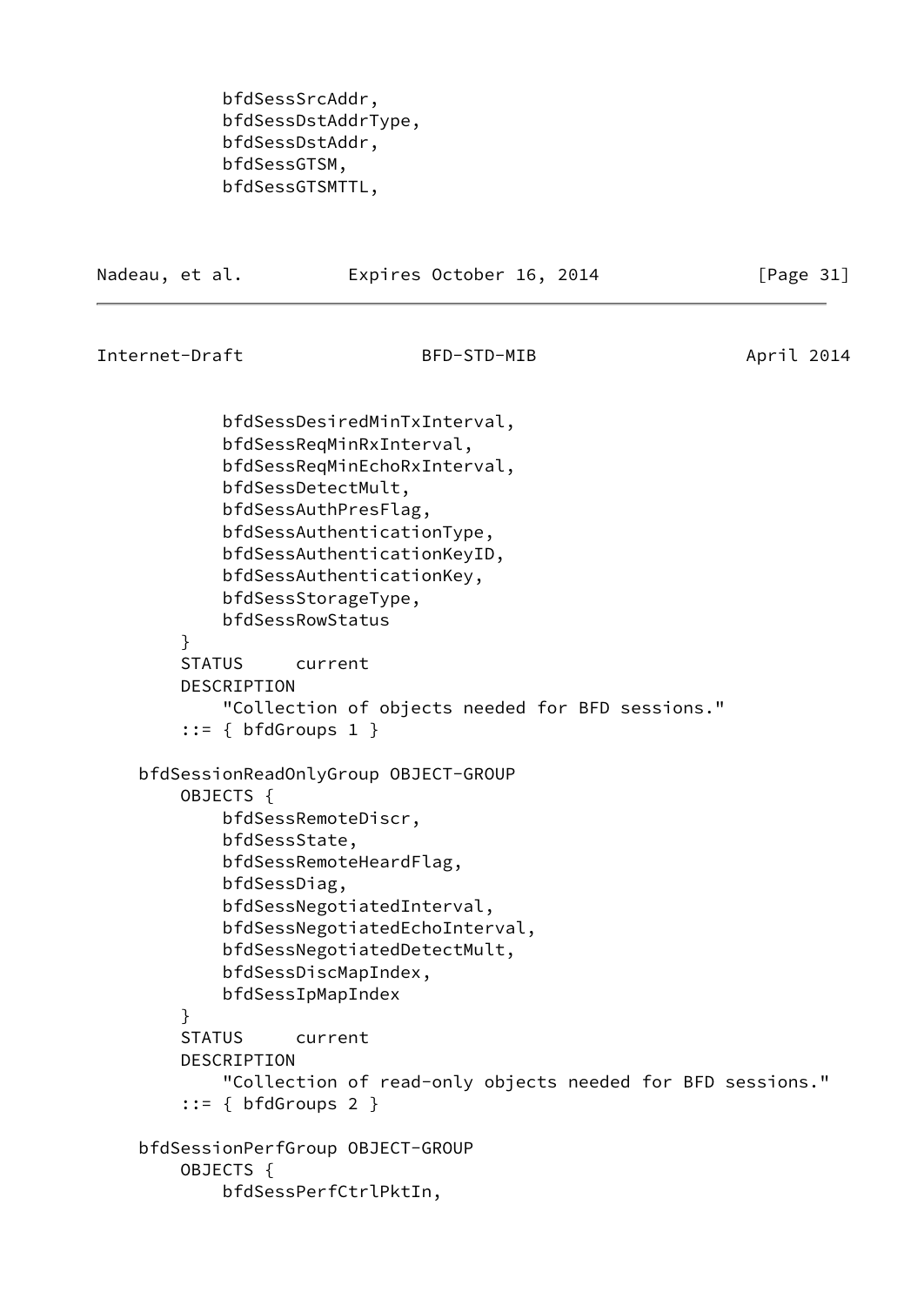```
            bfdSessSrcAddr,
            bfdSessDstAddrType,
            bfdSessDstAddr,
            bfdSessGTSM,
            bfdSessGTSMTTL,
            bfdSessDesiredMinTxInterval,
            bfdSessReqMinRxInterval,
            bfdSessReqMinEchoRxInterval,
            bfdSessDetectMult,
            bfdSessAuthPresFlag,
            bfdSessAuthenticationType,
            bfdSessAuthenticationKeyID,
            bfdSessAuthenticationKey,
            bfdSessStorageType,
            bfdSessRowStatus
        }
        STATUS     current
        DESCRIPTION
            "Collection of objects needed for BFD sessions."
        ::= { bfdGroups 1 }

    bfdSessionReadOnlyGroup OBJECT-GROUP
        OBJECTS {
            bfdSessRemoteDiscr,
            bfdSessState,
            bfdSessRemoteHeardFlag,
            bfdSessDiag,
            bfdSessNegotiatedInterval,
            bfdSessNegotiatedEchoInterval,
            bfdSessNegotiatedDetectMult,
            bfdSessDiscMapIndex,
            bfdSessIpMapIndex
        }
        STATUS     current
        DESCRIPTION
            "Collection of read-only objects needed for BFD sessions."
        ::= { bfdGroups 2 }

    bfdSessionPerfGroup OBJECT-GROUP
        OBJECTS {
            bfdSessPerfCtrlPktIn,
```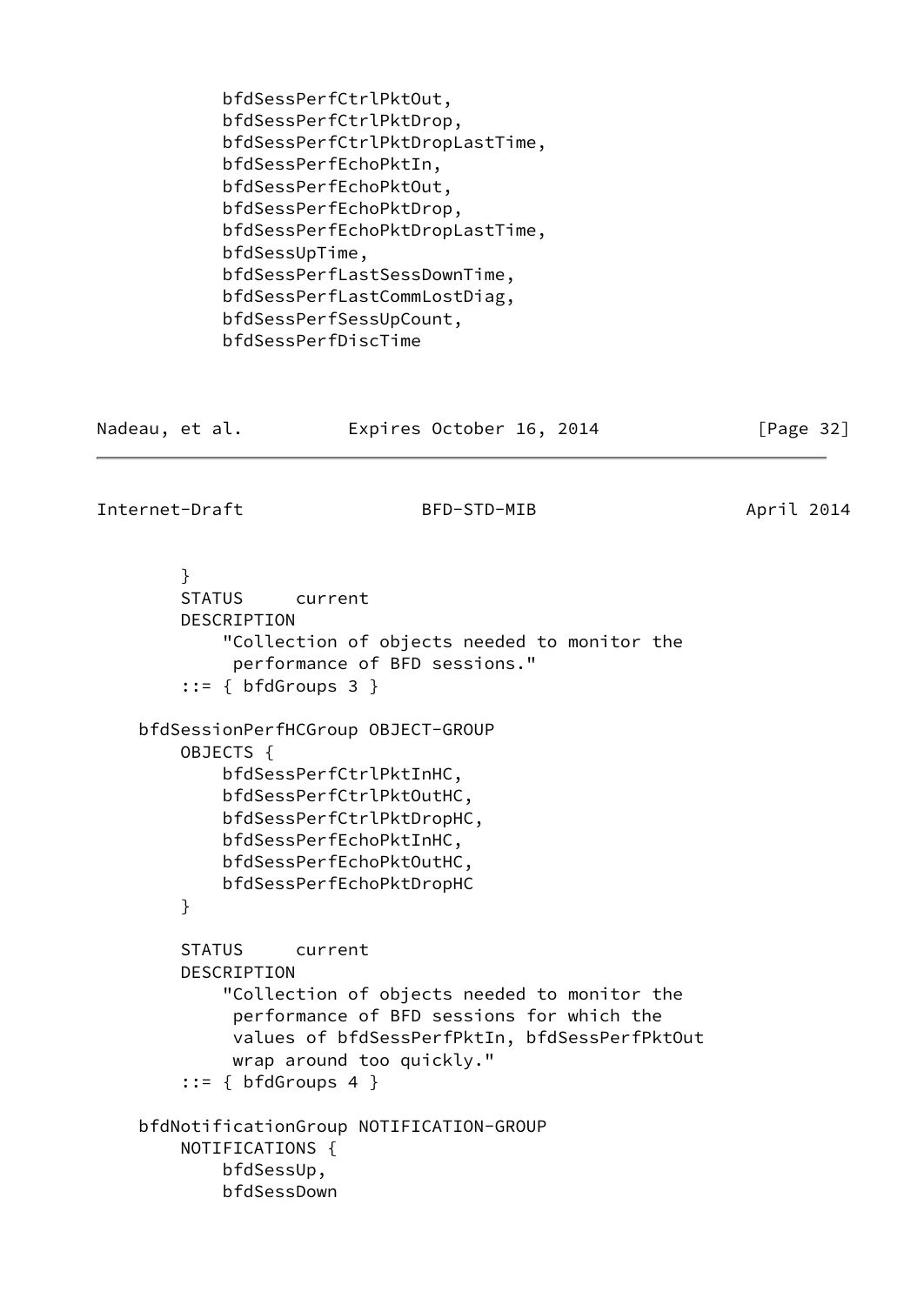```
            bfdSessPerfCtrlPktOut,
            bfdSessPerfCtrlPktDrop,
            bfdSessPerfCtrlPktDropLastTime,
            bfdSessPerfEchoPktIn,
            bfdSessPerfEchoPktOut,
            bfdSessPerfEchoPktDrop,
            bfdSessPerfEchoPktDropLastTime,
            bfdSessUpTime,
            bfdSessPerfLastSessDownTime,
            bfdSessPerfLastCommLostDiag,
            bfdSessPerfSessUpCount,
            bfdSessPerfDiscTime
        }
        STATUS     current
        DESCRIPTION
            "Collection of objects needed to monitor the
             performance of BFD sessions."
        ::= { bfdGroups 3 }

    bfdSessionPerfHCGroup OBJECT-GROUP
        OBJECTS {
            bfdSessPerfCtrlPktInHC,
            bfdSessPerfCtrlPktOutHC,
            bfdSessPerfCtrlPktDropHC,
            bfdSessPerfEchoPktInHC,
            bfdSessPerfEchoPktOutHC,
            bfdSessPerfEchoPktDropHC
        }

        STATUS     current
        DESCRIPTION
            "Collection of objects needed to monitor the
             performance of BFD sessions for which the
             values of bfdSessPerfPktIn, bfdSessPerfPktOut
             wrap around too quickly."
        ::= { bfdGroups 4 }

    bfdNotificationGroup NOTIFICATION-GROUP
        NOTIFICATIONS {
            bfdSessUp,
            bfdSessDown
```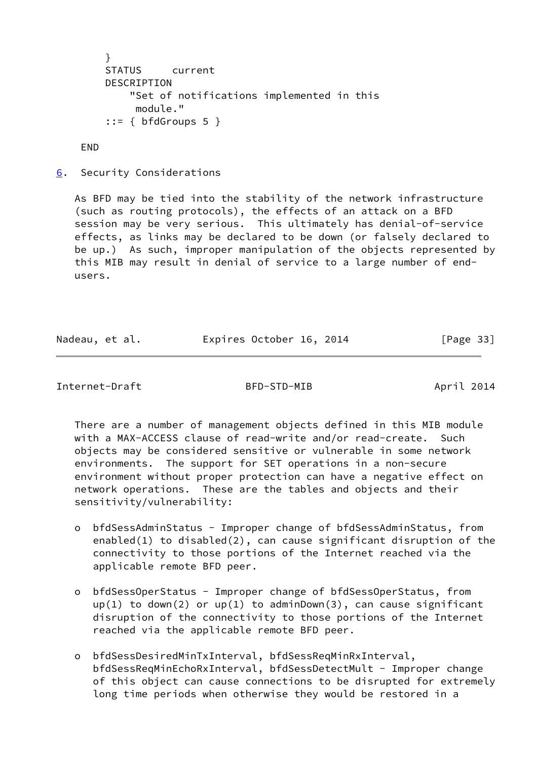```
      }
      STATUS     current
      DESCRIPTION
          "Set of notifications implemented in this
           module."
      ::= { bfdGroups 5 }

  END
```

## 6. Security Considerations

As BFD may be tied into the stability of the network infrastructure (such as routing protocols), the effects of an attack on a BFD session may be very serious. This ultimately has denial-of-service effects, as links may be declared to be down (or falsely declared to be up.) As such, improper manipulation of the objects represented by this MIB may result in denial of service to a large number of end-users.

There are a number of management objects defined in this MIB module with a MAX-ACCESS clause of read-write and/or read-create. Such objects may be considered sensitive or vulnerable in some network environments. The support for SET operations in a non-secure environment without proper protection can have a negative effect on network operations. These are the tables and objects and their sensitivity/vulnerability:

- bfdSessAdminStatus - Improper change of bfdSessAdminStatus, from enabled(1) to disabled(2), can cause significant disruption of the connectivity to those portions of the Internet reached via the applicable remote BFD peer.

- bfdSessOperStatus - Improper change of bfdSessOperStatus, from up(1) to down(2) or up(1) to adminDown(3), can cause significant disruption of the connectivity to those portions of the Internet reached via the applicable remote BFD peer.

- bfdSessDesiredMinTxInterval, bfdSessReqMinRxInterval, bfdSessReqMinEchoRxInterval, bfdSessDetectMult - Improper change of this object can cause connections to be disrupted for extremely long time periods when otherwise they would be restored in a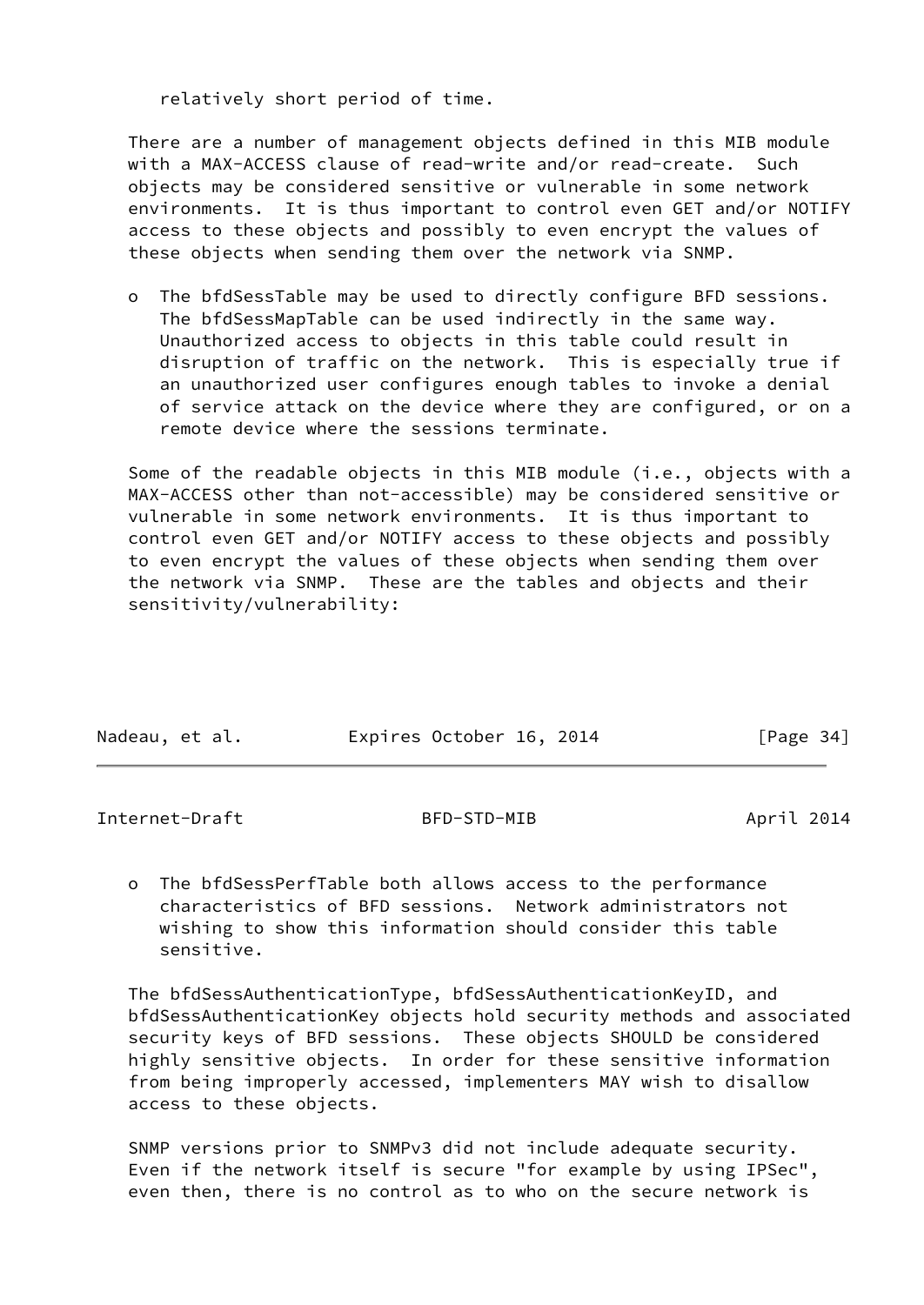relatively short period of time.

There are a number of management objects defined in this MIB module with a MAX-ACCESS clause of read-write and/or read-create. Such objects may be considered sensitive or vulnerable in some network environments. It is thus important to control even GET and/or NOTIFY access to these objects and possibly to even encrypt the values of these objects when sending them over the network via SNMP.

- The bfdSessTable may be used to directly configure BFD sessions. The bfdSessMapTable can be used indirectly in the same way. Unauthorized access to objects in this table could result in disruption of traffic on the network. This is especially true if an unauthorized user configures enough tables to invoke a denial of service attack on the device where they are configured, or on a remote device where the sessions terminate.

Some of the readable objects in this MIB module (i.e., objects with a MAX-ACCESS other than not-accessible) may be considered sensitive or vulnerable in some network environments. It is thus important to control even GET and/or NOTIFY access to these objects and possibly to even encrypt the values of these objects when sending them over the network via SNMP. These are the tables and objects and their sensitivity/vulnerability:

- The bfdSessPerfTable both allows access to the performance characteristics of BFD sessions. Network administrators not wishing to show this information should consider this table sensitive.

The bfdSessAuthenticationType, bfdSessAuthenticationKeyID, and bfdSessAuthenticationKey objects hold security methods and associated security keys of BFD sessions. These objects SHOULD be considered highly sensitive objects. In order for these sensitive information from being improperly accessed, implementers MAY wish to disallow access to these objects.

SNMP versions prior to SNMPv3 did not include adequate security. Even if the network itself is secure "for example by using IPSec", even then, there is no control as to who on the secure network is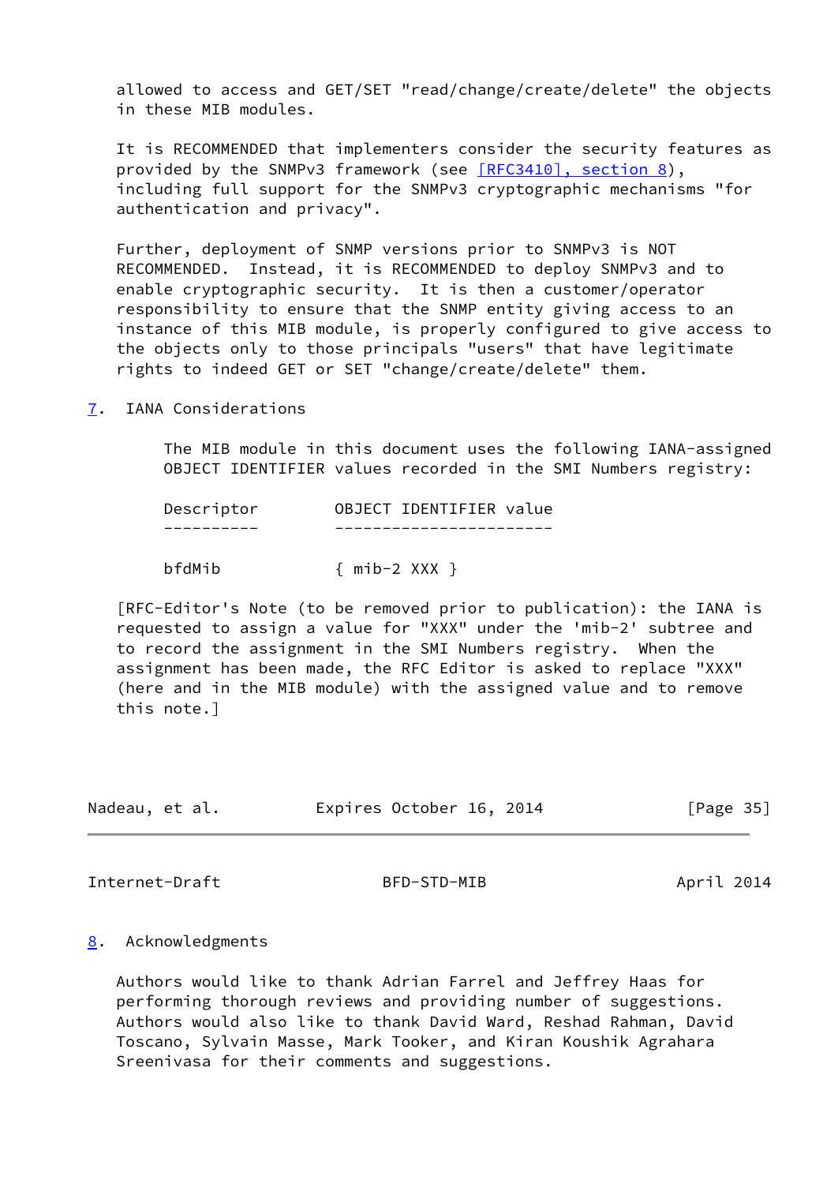allowed to access and GET/SET "read/change/create/delete" the objects in these MIB modules.

It is RECOMMENDED that implementers consider the security features as provided by the SNMPv3 framework (see [RFC3410], section 8), including full support for the SNMPv3 cryptographic mechanisms "for authentication and privacy".

Further, deployment of SNMP versions prior to SNMPv3 is NOT RECOMMENDED. Instead, it is RECOMMENDED to deploy SNMPv3 and to enable cryptographic security. It is then a customer/operator responsibility to ensure that the SNMP entity giving access to an instance of this MIB module, is properly configured to give access to the objects only to those principals "users" that have legitimate rights to indeed GET or SET "change/create/delete" them.

## 7. IANA Considerations

The MIB module in this document uses the following IANA-assigned OBJECT IDENTIFIER values recorded in the SMI Numbers registry:

| Descriptor | OBJECT IDENTIFIER value |
|---|---|
| bfdMib | { mib-2 XXX } |

[RFC-Editor's Note (to be removed prior to publication): the IANA is requested to assign a value for "XXX" under the 'mib-2' subtree and to record the assignment in the SMI Numbers registry. When the assignment has been made, the RFC Editor is asked to replace "XXX" (here and in the MIB module) with the assigned value and to remove this note.]

## 8. Acknowledgments

Authors would like to thank Adrian Farrel and Jeffrey Haas for performing thorough reviews and providing number of suggestions. Authors would also like to thank David Ward, Reshad Rahman, David Toscano, Sylvain Masse, Mark Tooker, and Kiran Koushik Agrahara Sreenivasa for their comments and suggestions.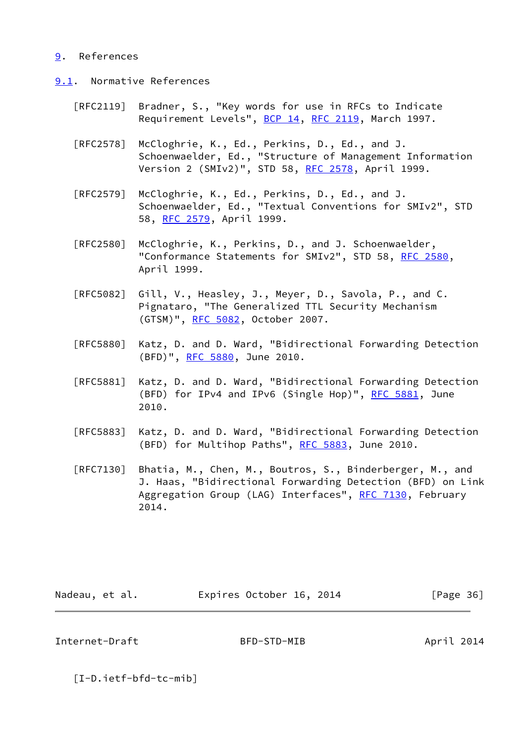## 9. References

### 9.1. Normative References

[RFC2119] Bradner, S., "Key words for use in RFCs to Indicate Requirement Levels", BCP 14, RFC 2119, March 1997.

[RFC2578] McCloghrie, K., Ed., Perkins, D., Ed., and J. Schoenwaelder, Ed., "Structure of Management Information Version 2 (SMIv2)", STD 58, RFC 2578, April 1999.

[RFC2579] McCloghrie, K., Ed., Perkins, D., Ed., and J. Schoenwaelder, Ed., "Textual Conventions for SMIv2", STD 58, RFC 2579, April 1999.

[RFC2580] McCloghrie, K., Perkins, D., and J. Schoenwaelder, "Conformance Statements for SMIv2", STD 58, RFC 2580, April 1999.

[RFC5082] Gill, V., Heasley, J., Meyer, D., Savola, P., and C. Pignataro, "The Generalized TTL Security Mechanism (GTSM)", RFC 5082, October 2007.

[RFC5880] Katz, D. and D. Ward, "Bidirectional Forwarding Detection (BFD)", RFC 5880, June 2010.

[RFC5881] Katz, D. and D. Ward, "Bidirectional Forwarding Detection (BFD) for IPv4 and IPv6 (Single Hop)", RFC 5881, June 2010.

[RFC5883] Katz, D. and D. Ward, "Bidirectional Forwarding Detection (BFD) for Multihop Paths", RFC 5883, June 2010.

[RFC7130] Bhatia, M., Chen, M., Boutros, S., Binderberger, M., and J. Haas, "Bidirectional Forwarding Detection (BFD) on Link Aggregation Group (LAG) Interfaces", RFC 7130, February 2014.

[I-D.ietf-bfd-tc-mib]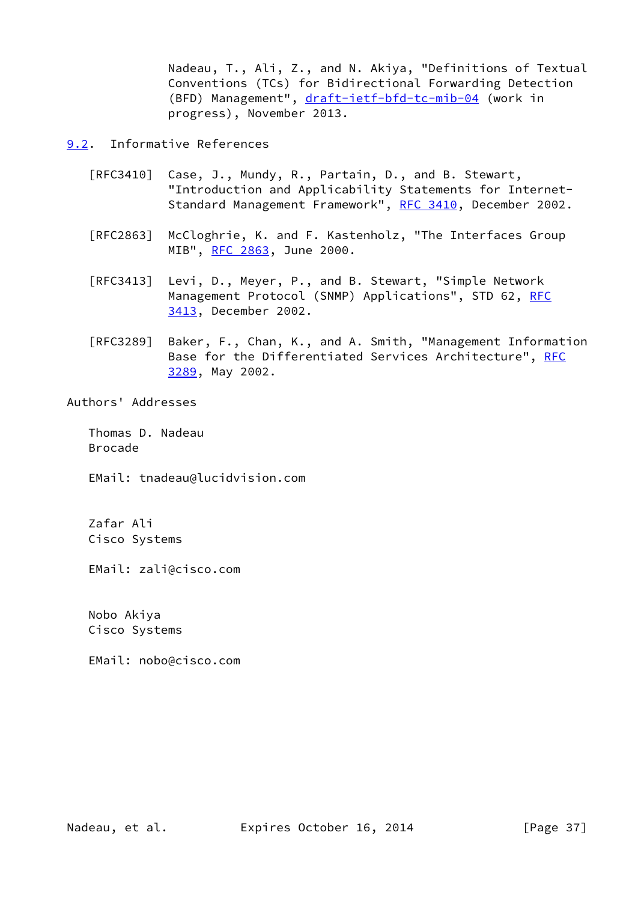Nadeau, T., Ali, Z., and N. Akiya, "Definitions of Textual Conventions (TCs) for Bidirectional Forwarding Detection (BFD) Management", draft-ietf-bfd-tc-mib-04 (work in progress), November 2013.

### 9.2. Informative References

[RFC3410] Case, J., Mundy, R., Partain, D., and B. Stewart, "Introduction and Applicability Statements for Internet-Standard Management Framework", RFC 3410, December 2002.

[RFC2863] McCloghrie, K. and F. Kastenholz, "The Interfaces Group MIB", RFC 2863, June 2000.

[RFC3413] Levi, D., Meyer, P., and B. Stewart, "Simple Network Management Protocol (SNMP) Applications", STD 62, RFC 3413, December 2002.

[RFC3289] Baker, F., Chan, K., and A. Smith, "Management Information Base for the Differentiated Services Architecture", RFC 3289, May 2002.

## Authors' Addresses

Thomas D. Nadeau
Brocade

EMail: tnadeau@lucidvision.com

Zafar Ali
Cisco Systems

EMail: zali@cisco.com

Nobo Akiya
Cisco Systems

EMail: nobo@cisco.com